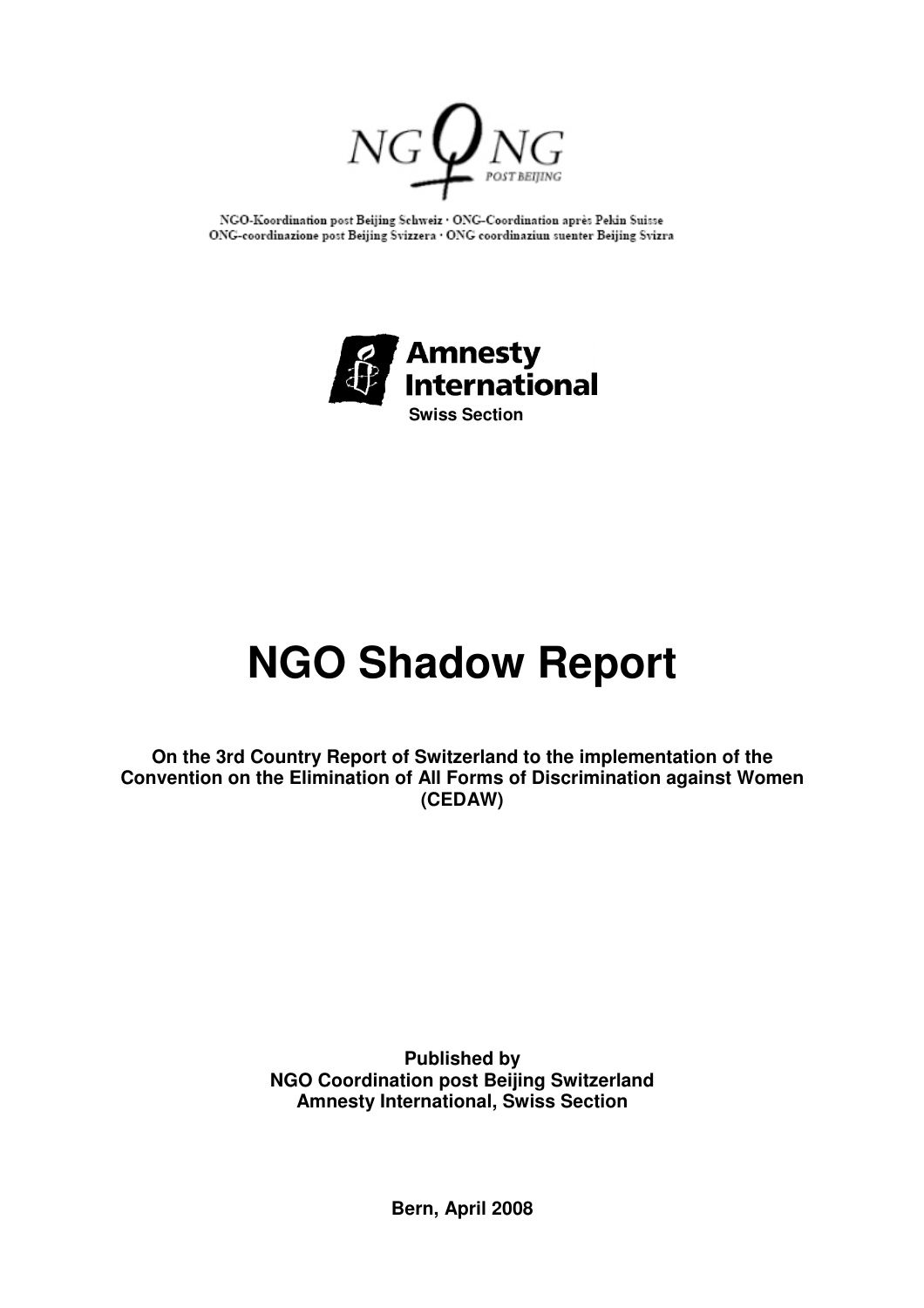NGO-Koordination post Beijing Schweiz · ONG-Coordination après Pékin Suisse
ONG-coordinazione post Beijing Svizzera · ONG coordinaziun suenter Beijing Svizra

Amnesty International
Swiss Section

# NGO Shadow Report

**On the 3rd Country Report of Switzerland to the implementation of the Convention on the Elimination of All Forms of Discrimination against Women (CEDAW)**

**Published by**
**NGO Coordination post Beijing Switzerland**
**Amnesty International, Swiss Section**

**Bern, April 2008**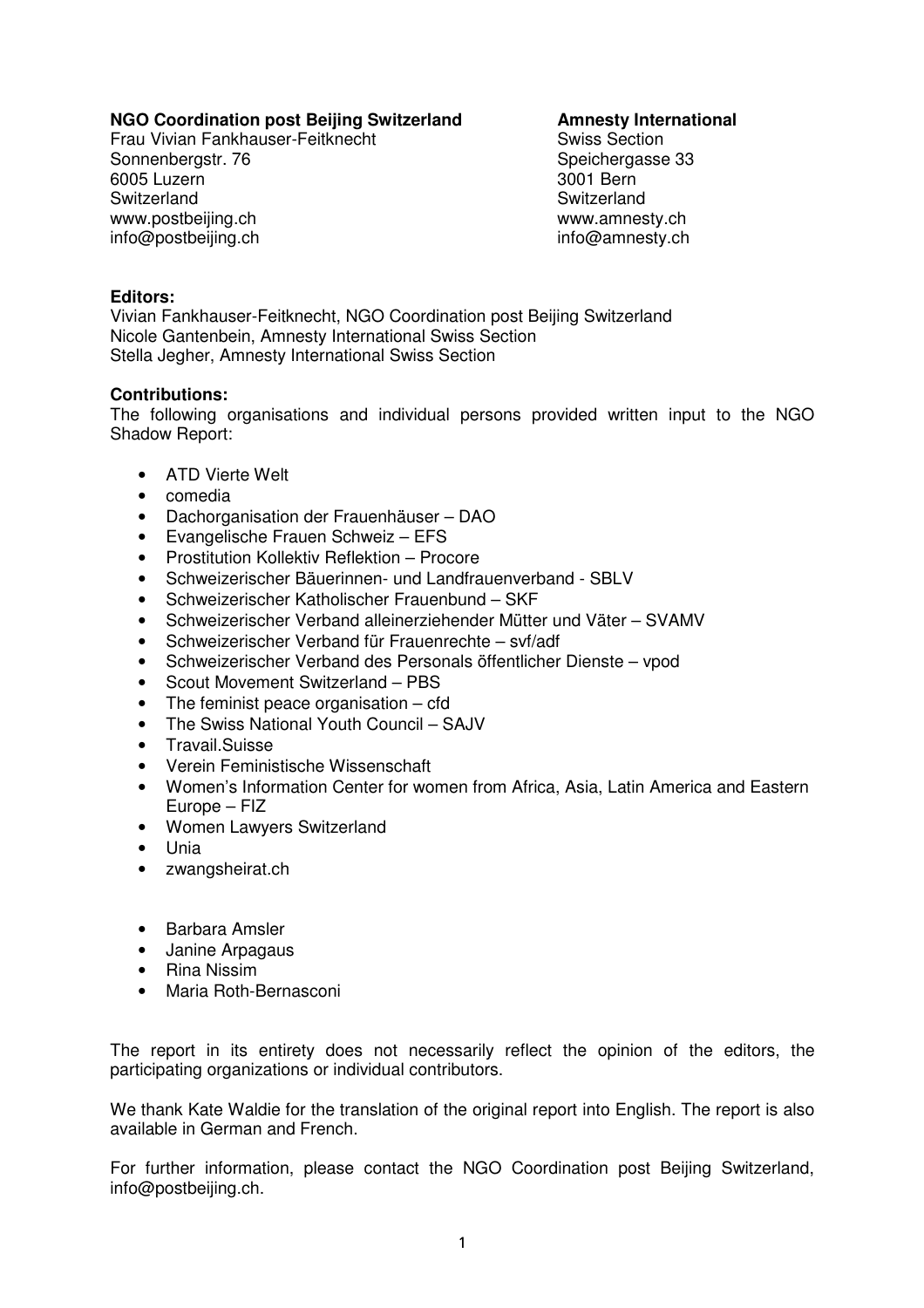**NGO Coordination post Beijing Switzerland**
Frau Vivian Fankhauser-Feitknecht
Sonnenbergstr. 76
6005 Luzern
Switzerland
www.postbeijing.ch
info@postbeijing.ch

**Amnesty International**
Swiss Section
Speichergasse 33
3001 Bern
Switzerland
www.amnesty.ch
info@amnesty.ch

**Editors:**
Vivian Fankhauser-Feitknecht, NGO Coordination post Beijing Switzerland
Nicole Gantenbein, Amnesty International Swiss Section
Stella Jegher, Amnesty International Swiss Section

**Contributions:**
The following organisations and individual persons provided written input to the NGO Shadow Report:

- ATD Vierte Welt
- comedia
- Dachorganisation der Frauenhäuser – DAO
- Evangelische Frauen Schweiz – EFS
- Prostitution Kollektiv Reflektion – Procore
- Schweizerischer Bäuerinnen- und Landfrauenverband - SBLV
- Schweizerischer Katholischer Frauenbund – SKF
- Schweizerischer Verband alleinerziehender Mütter und Väter – SVAMV
- Schweizerischer Verband für Frauenrechte – svf/adf
- Schweizerischer Verband des Personals öffentlicher Dienste – vpod
- Scout Movement Switzerland – PBS
- The feminist peace organisation – cfd
- The Swiss National Youth Council – SAJV
- Travail.Suisse
- Verein Feministische Wissenschaft
- Women's Information Center for women from Africa, Asia, Latin America and Eastern Europe – FIZ
- Women Lawyers Switzerland
- Unia
- zwangsheirat.ch

- Barbara Amsler
- Janine Arpagaus
- Rina Nissim
- Maria Roth-Bernasconi

The report in its entirety does not necessarily reflect the opinion of the editors, the participating organizations or individual contributors.

We thank Kate Waldie for the translation of the original report into English. The report is also available in German and French.

For further information, please contact the NGO Coordination post Beijing Switzerland, info@postbeijing.ch.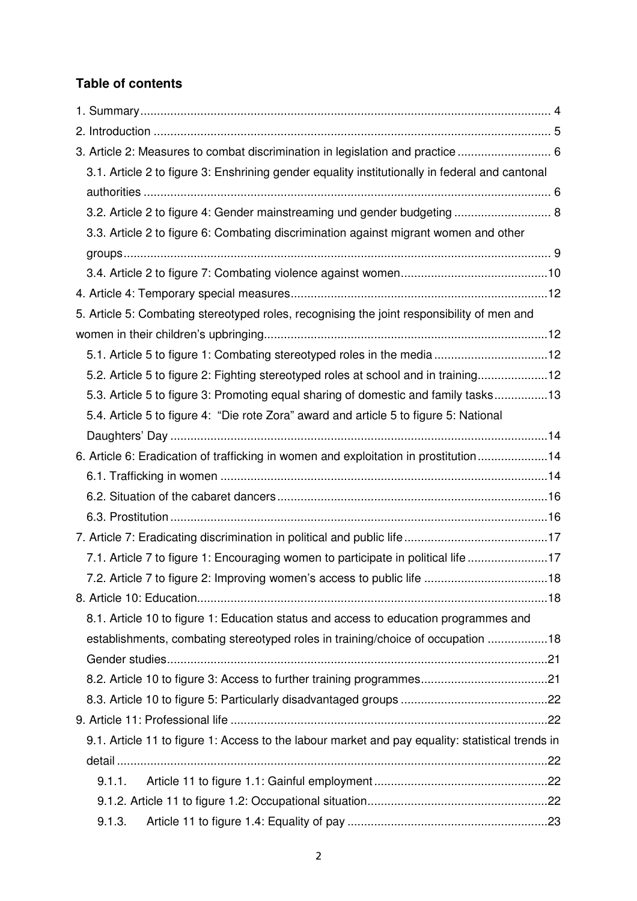## Table of contents

1. Summary ........................................................................................................................... 4
2. Introduction ....................................................................................................................... 5
3. Article 2: Measures to combat discrimination in legislation and practice ............................ 6
   3.1. Article 2 to figure 3: Enshrining gender equality institutionally in federal and cantonal authorities ......................................................................................................................... 6
   3.2. Article 2 to figure 4: Gender mainstreaming und gender budgeting ............................. 8
   3.3. Article 2 to figure 6: Combating discrimination against migrant women and other groups ............................................................................................................................... 9
   3.4. Article 2 to figure 7: Combating violence against women............................................10
4. Article 4: Temporary special measures.............................................................................12
5. Article 5: Combating stereotyped roles, recognising the joint responsibility of men and women in their children's upbringing.....................................................................................12
   5.1. Article 5 to figure 1: Combating stereotyped roles in the media ..................................12
   5.2. Article 5 to figure 2: Fighting stereotyped roles at school and in training.....................12
   5.3. Article 5 to figure 3: Promoting equal sharing of domestic and family tasks................13
   5.4. Article 5 to figure 4: "Die rote Zora" award and article 5 to figure 5: National Daughters' Day ................................................................................................................14
6. Article 6: Eradication of trafficking in women and exploitation in prostitution.....................14
   6.1. Trafficking in women ..................................................................................................14
   6.2. Situation of the cabaret dancers.................................................................................16
   6.3. Prostitution .................................................................................................................16
7. Article 7: Eradicating discrimination in political and public life...........................................17
   7.1. Article 7 to figure 1: Encouraging women to participate in political life ........................17
   7.2. Article 7 to figure 2: Improving women's access to public life .....................................18
8. Article 10: Education.........................................................................................................18
   8.1. Article 10 to figure 1: Education status and access to education programmes and establishments, combating stereotyped roles in training/choice of occupation ..................18
   Gender studies..................................................................................................................21
   8.2. Article 10 to figure 3: Access to further training programmes......................................21
   8.3. Article 10 to figure 5: Particularly disadvantaged groups ............................................22
9. Article 11: Professional life ...............................................................................................22
   9.1. Article 11 to figure 1: Access to the labour market and pay equality: statistical trends in detail .................................................................................................................................22
      9.1.1. Article 11 to figure 1.1: Gainful employment ....................................................22
      9.1.2. Article 11 to figure 1.2: Occupational situation......................................................22
      9.1.3. Article 11 to figure 1.4: Equality of pay ............................................................23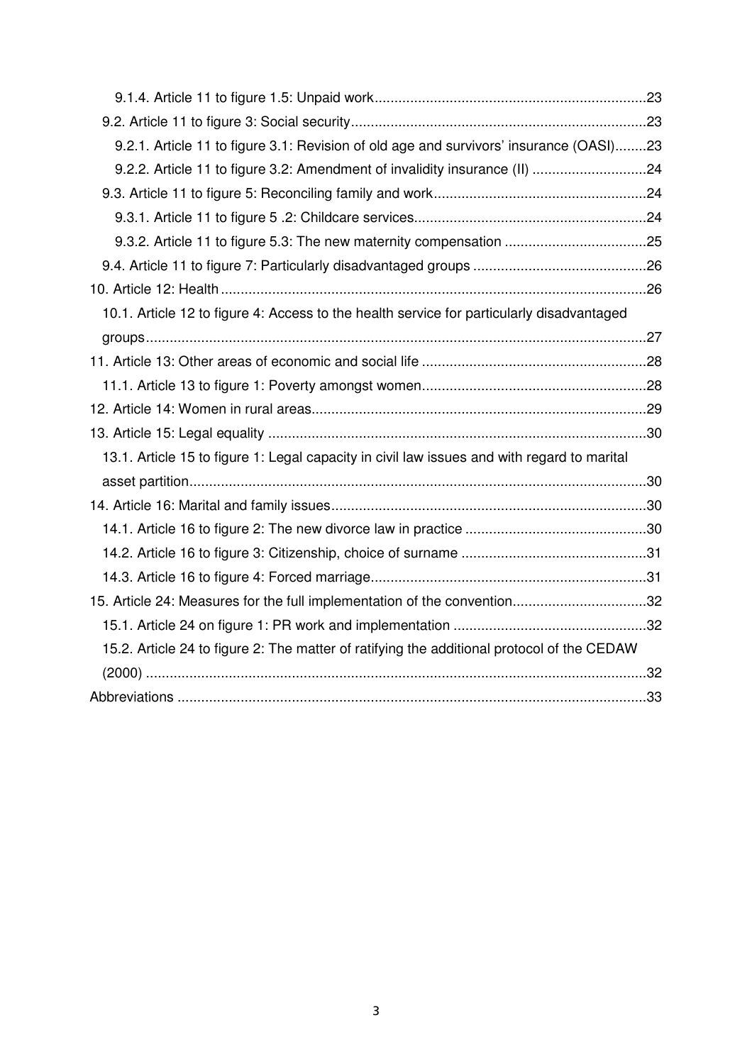9.1.4. Article 11 to figure 1.5: Unpaid work ....................................................................23

9.2. Article 11 to figure 3: Social security ..........................................................................23

9.2.1. Article 11 to figure 3.1: Revision of old age and survivors' insurance (OASI)........23

9.2.2. Article 11 to figure 3.2: Amendment of invalidity insurance (II) .............................24

9.3. Article 11 to figure 5: Reconciling family and work ......................................................24

9.3.1. Article 11 to figure 5 .2: Childcare services...........................................................24

9.3.2. Article 11 to figure 5.3: The new maternity compensation ....................................25

9.4. Article 11 to figure 7: Particularly disadvantaged groups ............................................26

10. Article 12: Health ..........................................................................................................26

10.1. Article 12 to figure 4: Access to the health service for particularly disadvantaged groups ..............................................................................................................................27

11. Article 13: Other areas of economic and social life .........................................................28

11.1. Article 13 to figure 1: Poverty amongst women........................................................28

12. Article 14: Women in rural areas....................................................................................29

13. Article 15: Legal equality ...............................................................................................30

13.1. Article 15 to figure 1: Legal capacity in civil law issues and with regard to marital asset partition...................................................................................................................30

14. Article 16: Marital and family issues...............................................................................30

14.1. Article 16 to figure 2: The new divorce law in practice ..............................................30

14.2. Article 16 to figure 3: Citizenship, choice of surname ...............................................31

14.3. Article 16 to figure 4: Forced marriage.....................................................................31

15. Article 24: Measures for the full implementation of the convention..................................32

15.1. Article 24 on figure 1: PR work and implementation .................................................32

15.2. Article 24 to figure 2: The matter of ratifying the additional protocol of the CEDAW (2000) ..............................................................................................................................32

Abbreviations .....................................................................................................................33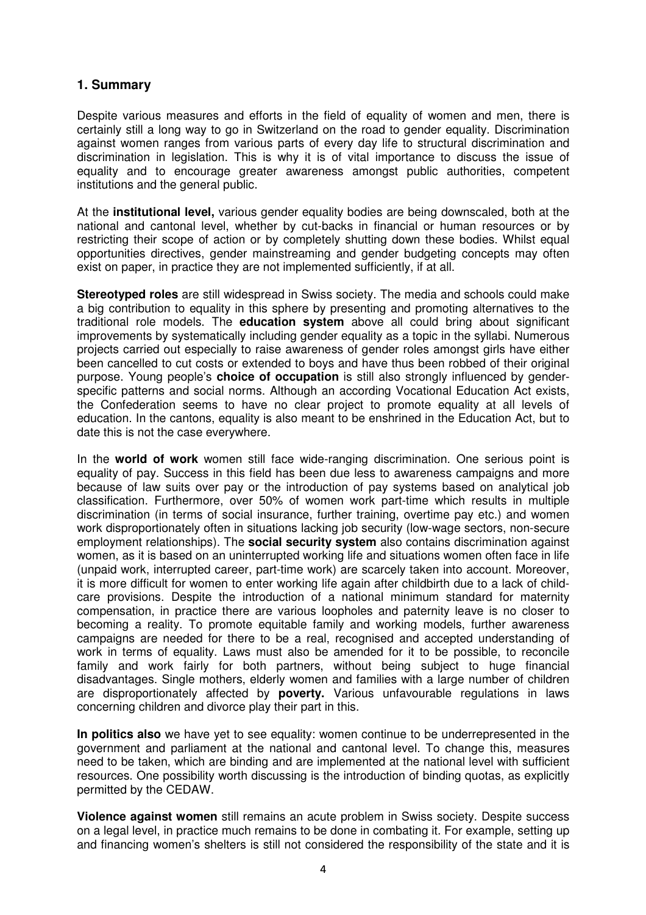## 1. Summary

Despite various measures and efforts in the field of equality of women and men, there is certainly still a long way to go in Switzerland on the road to gender equality. Discrimination against women ranges from various parts of every day life to structural discrimination and discrimination in legislation. This is why it is of vital importance to discuss the issue of equality and to encourage greater awareness amongst public authorities, competent institutions and the general public.

At the **institutional level,** various gender equality bodies are being downscaled, both at the national and cantonal level, whether by cut-backs in financial or human resources or by restricting their scope of action or by completely shutting down these bodies. Whilst equal opportunities directives, gender mainstreaming and gender budgeting concepts may often exist on paper, in practice they are not implemented sufficiently, if at all.

**Stereotyped roles** are still widespread in Swiss society. The media and schools could make a big contribution to equality in this sphere by presenting and promoting alternatives to the traditional role models. The **education system** above all could bring about significant improvements by systematically including gender equality as a topic in the syllabi. Numerous projects carried out especially to raise awareness of gender roles amongst girls have either been cancelled to cut costs or extended to boys and have thus been robbed of their original purpose. Young people's **choice of occupation** is still also strongly influenced by gender-specific patterns and social norms. Although an according Vocational Education Act exists, the Confederation seems to have no clear project to promote equality at all levels of education. In the cantons, equality is also meant to be enshrined in the Education Act, but to date this is not the case everywhere.

In the **world of work** women still face wide-ranging discrimination. One serious point is equality of pay. Success in this field has been due less to awareness campaigns and more because of law suits over pay or the introduction of pay systems based on analytical job classification. Furthermore, over 50% of women work part-time which results in multiple discrimination (in terms of social insurance, further training, overtime pay etc.) and women work disproportionately often in situations lacking job security (low-wage sectors, non-secure employment relationships). The **social security system** also contains discrimination against women, as it is based on an uninterrupted working life and situations women often face in life (unpaid work, interrupted career, part-time work) are scarcely taken into account. Moreover, it is more difficult for women to enter working life again after childbirth due to a lack of child-care provisions. Despite the introduction of a national minimum standard for maternity compensation, in practice there are various loopholes and paternity leave is no closer to becoming a reality. To promote equitable family and working models, further awareness campaigns are needed for there to be a real, recognised and accepted understanding of work in terms of equality. Laws must also be amended for it to be possible, to reconcile family and work fairly for both partners, without being subject to huge financial disadvantages. Single mothers, elderly women and families with a large number of children are disproportionately affected by **poverty.** Various unfavourable regulations in laws concerning children and divorce play their part in this.

**In politics also** we have yet to see equality: women continue to be underrepresented in the government and parliament at the national and cantonal level. To change this, measures need to be taken, which are binding and are implemented at the national level with sufficient resources. One possibility worth discussing is the introduction of binding quotas, as explicitly permitted by the CEDAW.

**Violence against women** still remains an acute problem in Swiss society. Despite success on a legal level, in practice much remains to be done in combating it. For example, setting up and financing women's shelters is still not considered the responsibility of the state and it is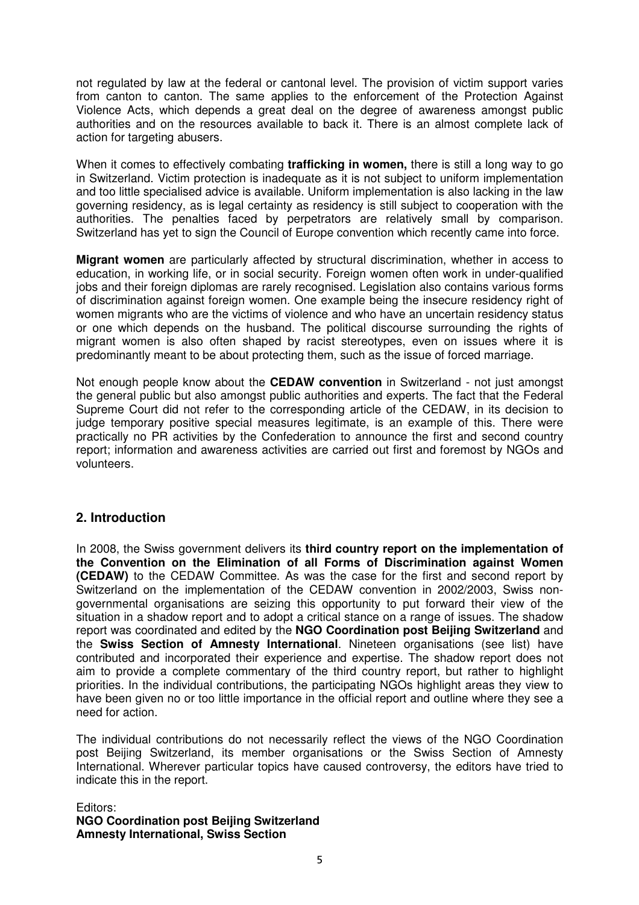not regulated by law at the federal or cantonal level. The provision of victim support varies from canton to canton. The same applies to the enforcement of the Protection Against Violence Acts, which depends a great deal on the degree of awareness amongst public authorities and on the resources available to back it. There is an almost complete lack of action for targeting abusers.

When it comes to effectively combating **trafficking in women,** there is still a long way to go in Switzerland. Victim protection is inadequate as it is not subject to uniform implementation and too little specialised advice is available. Uniform implementation is also lacking in the law governing residency, as is legal certainty as residency is still subject to cooperation with the authorities. The penalties faced by perpetrators are relatively small by comparison. Switzerland has yet to sign the Council of Europe convention which recently came into force.

**Migrant women** are particularly affected by structural discrimination, whether in access to education, in working life, or in social security. Foreign women often work in under-qualified jobs and their foreign diplomas are rarely recognised. Legislation also contains various forms of discrimination against foreign women. One example being the insecure residency right of women migrants who are the victims of violence and who have an uncertain residency status or one which depends on the husband. The political discourse surrounding the rights of migrant women is also often shaped by racist stereotypes, even on issues where it is predominantly meant to be about protecting them, such as the issue of forced marriage.

Not enough people know about the **CEDAW convention** in Switzerland - not just amongst the general public but also amongst public authorities and experts. The fact that the Federal Supreme Court did not refer to the corresponding article of the CEDAW, in its decision to judge temporary positive special measures legitimate, is an example of this. There were practically no PR activities by the Confederation to announce the first and second country report; information and awareness activities are carried out first and foremost by NGOs and volunteers.

## 2. Introduction

In 2008, the Swiss government delivers its **third country report on the implementation of the Convention on the Elimination of all Forms of Discrimination against Women (CEDAW)** to the CEDAW Committee. As was the case for the first and second report by Switzerland on the implementation of the CEDAW convention in 2002/2003, Swiss non-governmental organisations are seizing this opportunity to put forward their view of the situation in a shadow report and to adopt a critical stance on a range of issues. The shadow report was coordinated and edited by the **NGO Coordination post Beijing Switzerland** and the **Swiss Section of Amnesty International**. Nineteen organisations (see list) have contributed and incorporated their experience and expertise. The shadow report does not aim to provide a complete commentary of the third country report, but rather to highlight priorities. In the individual contributions, the participating NGOs highlight areas they view to have been given no or too little importance in the official report and outline where they see a need for action.

The individual contributions do not necessarily reflect the views of the NGO Coordination post Beijing Switzerland, its member organisations or the Swiss Section of Amnesty International. Wherever particular topics have caused controversy, the editors have tried to indicate this in the report.

Editors:
**NGO Coordination post Beijing Switzerland**
**Amnesty International, Swiss Section**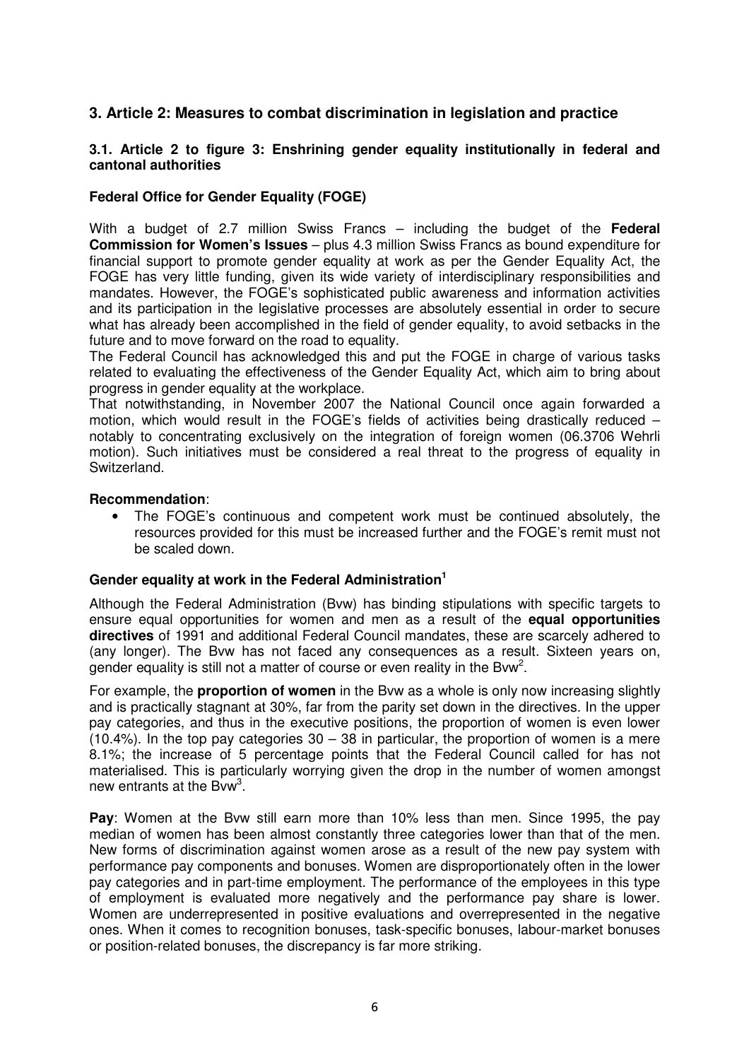## 3. Article 2: Measures to combat discrimination in legislation and practice

### 3.1. Article 2 to figure 3: Enshrining gender equality institutionally in federal and cantonal authorities

**Federal Office for Gender Equality (FOGE)**

With a budget of 2.7 million Swiss Francs – including the budget of the **Federal Commission for Women's Issues** – plus 4.3 million Swiss Francs as bound expenditure for financial support to promote gender equality at work as per the Gender Equality Act, the FOGE has very little funding, given its wide variety of interdisciplinary responsibilities and mandates. However, the FOGE's sophisticated public awareness and information activities and its participation in the legislative processes are absolutely essential in order to secure what has already been accomplished in the field of gender equality, to avoid setbacks in the future and to move forward on the road to equality.
The Federal Council has acknowledged this and put the FOGE in charge of various tasks related to evaluating the effectiveness of the Gender Equality Act, which aim to bring about progress in gender equality at the workplace.
That notwithstanding, in November 2007 the National Council once again forwarded a motion, which would result in the FOGE's fields of activities being drastically reduced – notably to concentrating exclusively on the integration of foreign women (06.3706 Wehrli motion). Such initiatives must be considered a real threat to the progress of equality in Switzerland.

**Recommendation**:

- The FOGE's continuous and competent work must be continued absolutely, the resources provided for this must be increased further and the FOGE's remit must not be scaled down.

**Gender equality at work in the Federal Administration[1]**

Although the Federal Administration (Bvw) has binding stipulations with specific targets to ensure equal opportunities for women and men as a result of the **equal opportunities directives** of 1991 and additional Federal Council mandates, these are scarcely adhered to (any longer). The Bvw has not faced any consequences as a result. Sixteen years on, gender equality is still not a matter of course or even reality in the Bvw[2].

For example, the **proportion of women** in the Bvw as a whole is only now increasing slightly and is practically stagnant at 30%, far from the parity set down in the directives. In the upper pay categories, and thus in the executive positions, the proportion of women is even lower (10.4%). In the top pay categories 30 – 38 in particular, the proportion of women is a mere 8.1%; the increase of 5 percentage points that the Federal Council called for has not materialised. This is particularly worrying given the drop in the number of women amongst new entrants at the Bvw[3].

**Pay**: Women at the Bvw still earn more than 10% less than men. Since 1995, the pay median of women has been almost constantly three categories lower than that of the men. New forms of discrimination against women arose as a result of the new pay system with performance pay components and bonuses. Women are disproportionately often in the lower pay categories and in part-time employment. The performance of the employees in this type of employment is evaluated more negatively and the performance pay share is lower. Women are underrepresented in positive evaluations and overrepresented in the negative ones. When it comes to recognition bonuses, task-specific bonuses, labour-market bonuses or position-related bonuses, the discrepancy is far more striking.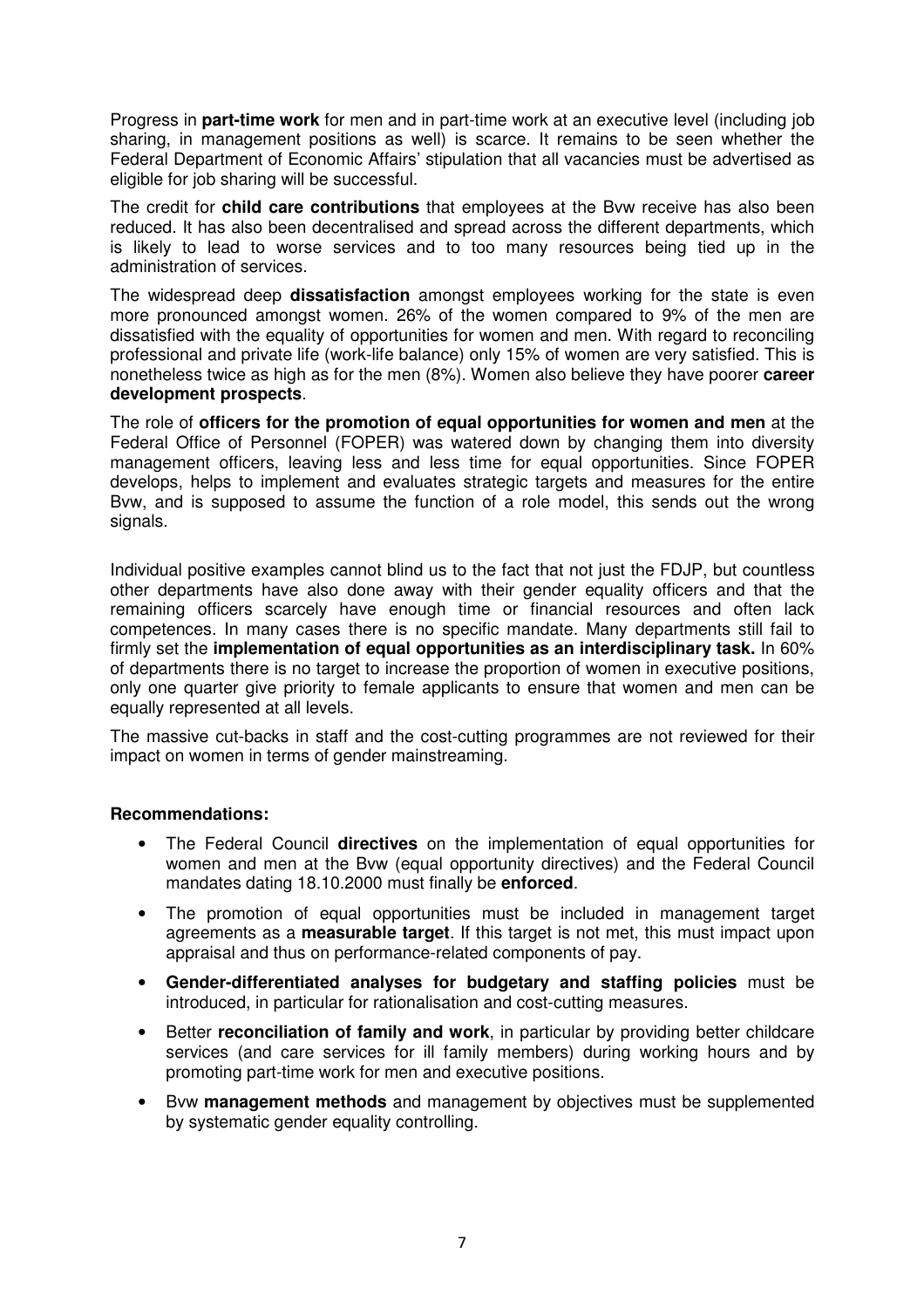Progress in **part-time work** for men and in part-time work at an executive level (including job sharing, in management positions as well) is scarce. It remains to be seen whether the Federal Department of Economic Affairs' stipulation that all vacancies must be advertised as eligible for job sharing will be successful.

The credit for **child care contributions** that employees at the Bvw receive has also been reduced. It has also been decentralised and spread across the different departments, which is likely to lead to worse services and to too many resources being tied up in the administration of services.

The widespread deep **dissatisfaction** amongst employees working for the state is even more pronounced amongst women. 26% of the women compared to 9% of the men are dissatisfied with the equality of opportunities for women and men. With regard to reconciling professional and private life (work-life balance) only 15% of women are very satisfied. This is nonetheless twice as high as for the men (8%). Women also believe they have poorer **career development prospects**.

The role of **officers for the promotion of equal opportunities for women and men** at the Federal Office of Personnel (FOPER) was watered down by changing them into diversity management officers, leaving less and less time for equal opportunities. Since FOPER develops, helps to implement and evaluates strategic targets and measures for the entire Bvw, and is supposed to assume the function of a role model, this sends out the wrong signals.

Individual positive examples cannot blind us to the fact that not just the FDJP, but countless other departments have also done away with their gender equality officers and that the remaining officers scarcely have enough time or financial resources and often lack competences. In many cases there is no specific mandate. Many departments still fail to firmly set the **implementation of equal opportunities as an interdisciplinary task.** In 60% of departments there is no target to increase the proportion of women in executive positions, only one quarter give priority to female applicants to ensure that women and men can be equally represented at all levels.

The massive cut-backs in staff and the cost-cutting programmes are not reviewed for their impact on women in terms of gender mainstreaming.

**Recommendations:**

- The Federal Council **directives** on the implementation of equal opportunities for women and men at the Bvw (equal opportunity directives) and the Federal Council mandates dating 18.10.2000 must finally be **enforced**.
- The promotion of equal opportunities must be included in management target agreements as a **measurable target**. If this target is not met, this must impact upon appraisal and thus on performance-related components of pay.
- **Gender-differentiated analyses for budgetary and staffing policies** must be introduced, in particular for rationalisation and cost-cutting measures.
- Better **reconciliation of family and work**, in particular by providing better childcare services (and care services for ill family members) during working hours and by promoting part-time work for men and executive positions.
- Bvw **management methods** and management by objectives must be supplemented by systematic gender equality controlling.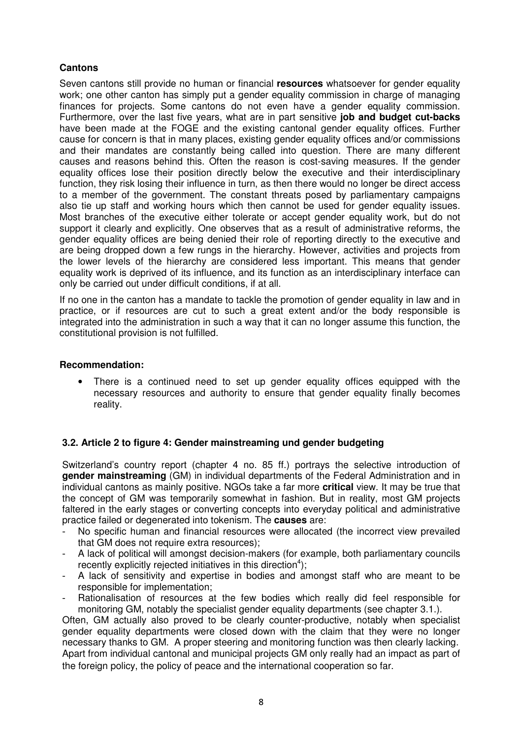**Cantons**

Seven cantons still provide no human or financial **resources** whatsoever for gender equality work; one other canton has simply put a gender equality commission in charge of managing finances for projects. Some cantons do not even have a gender equality commission. Furthermore, over the last five years, what are in part sensitive **job and budget cut-backs** have been made at the FOGE and the existing cantonal gender equality offices. Further cause for concern is that in many places, existing gender equality offices and/or commissions and their mandates are constantly being called into question. There are many different causes and reasons behind this. Often the reason is cost-saving measures. If the gender equality offices lose their position directly below the executive and their interdisciplinary function, they risk losing their influence in turn, as then there would no longer be direct access to a member of the government. The constant threats posed by parliamentary campaigns also tie up staff and working hours which then cannot be used for gender equality issues. Most branches of the executive either tolerate or accept gender equality work, but do not support it clearly and explicitly. One observes that as a result of administrative reforms, the gender equality offices are being denied their role of reporting directly to the executive and are being dropped down a few rungs in the hierarchy. However, activities and projects from the lower levels of the hierarchy are considered less important. This means that gender equality work is deprived of its influence, and its function as an interdisciplinary interface can only be carried out under difficult conditions, if at all.

If no one in the canton has a mandate to tackle the promotion of gender equality in law and in practice, or if resources are cut to such a great extent and/or the body responsible is integrated into the administration in such a way that it can no longer assume this function, the constitutional provision is not fulfilled.

**Recommendation:**

- There is a continued need to set up gender equality offices equipped with the necessary resources and authority to ensure that gender equality finally becomes reality.

### 3.2. Article 2 to figure 4: Gender mainstreaming und gender budgeting

Switzerland's country report (chapter 4 no. 85 ff.) portrays the selective introduction of **gender mainstreaming** (GM) in individual departments of the Federal Administration and in individual cantons as mainly positive. NGOs take a far more **critical** view. It may be true that the concept of GM was temporarily somewhat in fashion. But in reality, most GM projects faltered in the early stages or converting concepts into everyday political and administrative practice failed or degenerated into tokenism. The **causes** are:

- No specific human and financial resources were allocated (the incorrect view prevailed that GM does not require extra resources);
- A lack of political will amongst decision-makers (for example, both parliamentary councils recently explicitly rejected initiatives in this direction[4]);
- A lack of sensitivity and expertise in bodies and amongst staff who are meant to be responsible for implementation;
- Rationalisation of resources at the few bodies which really did feel responsible for monitoring GM, notably the specialist gender equality departments (see chapter 3.1.).

Often, GM actually also proved to be clearly counter-productive, notably when specialist gender equality departments were closed down with the claim that they were no longer necessary thanks to GM. A proper steering and monitoring function was then clearly lacking. Apart from individual cantonal and municipal projects GM only really had an impact as part of the foreign policy, the policy of peace and the international cooperation so far.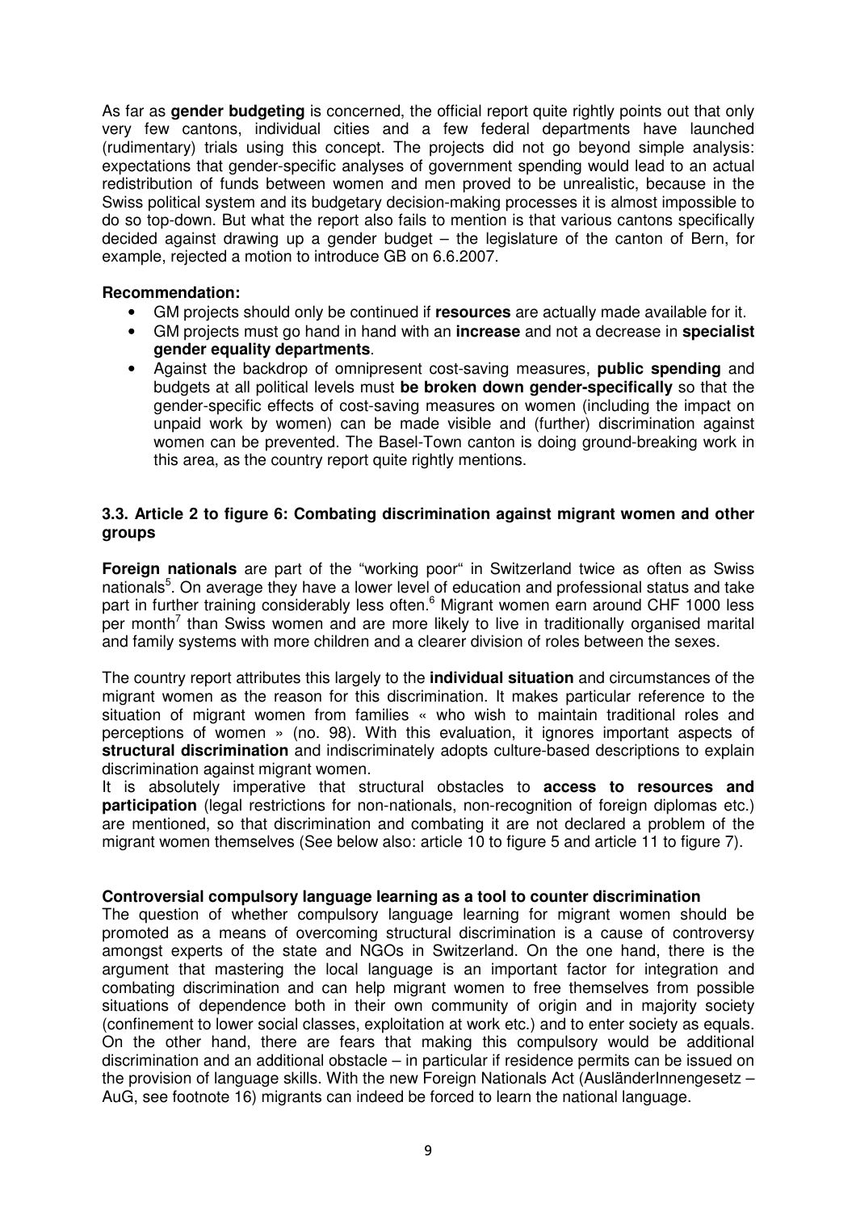As far as **gender budgeting** is concerned, the official report quite rightly points out that only very few cantons, individual cities and a few federal departments have launched (rudimentary) trials using this concept. The projects did not go beyond simple analysis: expectations that gender-specific analyses of government spending would lead to an actual redistribution of funds between women and men proved to be unrealistic, because in the Swiss political system and its budgetary decision-making processes it is almost impossible to do so top-down. But what the report also fails to mention is that various cantons specifically decided against drawing up a gender budget – the legislature of the canton of Bern, for example, rejected a motion to introduce GB on 6.6.2007.

**Recommendation:**

- GM projects should only be continued if **resources** are actually made available for it.
- GM projects must go hand in hand with an **increase** and not a decrease in **specialist gender equality departments**.
- Against the backdrop of omnipresent cost-saving measures, **public spending** and budgets at all political levels must **be broken down gender-specifically** so that the gender-specific effects of cost-saving measures on women (including the impact on unpaid work by women) can be made visible and (further) discrimination against women can be prevented. The Basel-Town canton is doing ground-breaking work in this area, as the country report quite rightly mentions.

### 3.3. Article 2 to figure 6: Combating discrimination against migrant women and other groups

**Foreign nationals** are part of the "working poor" in Switzerland twice as often as Swiss nationals[5]. On average they have a lower level of education and professional status and take part in further training considerably less often.[6] Migrant women earn around CHF 1000 less per month[7] than Swiss women and are more likely to live in traditionally organised marital and family systems with more children and a clearer division of roles between the sexes.

The country report attributes this largely to the **individual situation** and circumstances of the migrant women as the reason for this discrimination. It makes particular reference to the situation of migrant women from families « who wish to maintain traditional roles and perceptions of women » (no. 98). With this evaluation, it ignores important aspects of **structural discrimination** and indiscriminately adopts culture-based descriptions to explain discrimination against migrant women.

It is absolutely imperative that structural obstacles to **access to resources and participation** (legal restrictions for non-nationals, non-recognition of foreign diplomas etc.) are mentioned, so that discrimination and combating it are not declared a problem of the migrant women themselves (See below also: article 10 to figure 5 and article 11 to figure 7).

**Controversial compulsory language learning as a tool to counter discrimination**

The question of whether compulsory language learning for migrant women should be promoted as a means of overcoming structural discrimination is a cause of controversy amongst experts of the state and NGOs in Switzerland. On the one hand, there is the argument that mastering the local language is an important factor for integration and combating discrimination and can help migrant women to free themselves from possible situations of dependence both in their own community of origin and in majority society (confinement to lower social classes, exploitation at work etc.) and to enter society as equals. On the other hand, there are fears that making this compulsory would be additional discrimination and an additional obstacle – in particular if residence permits can be issued on the provision of language skills. With the new Foreign Nationals Act (AusländerInnengesetz – AuG, see footnote 16) migrants can indeed be forced to learn the national language.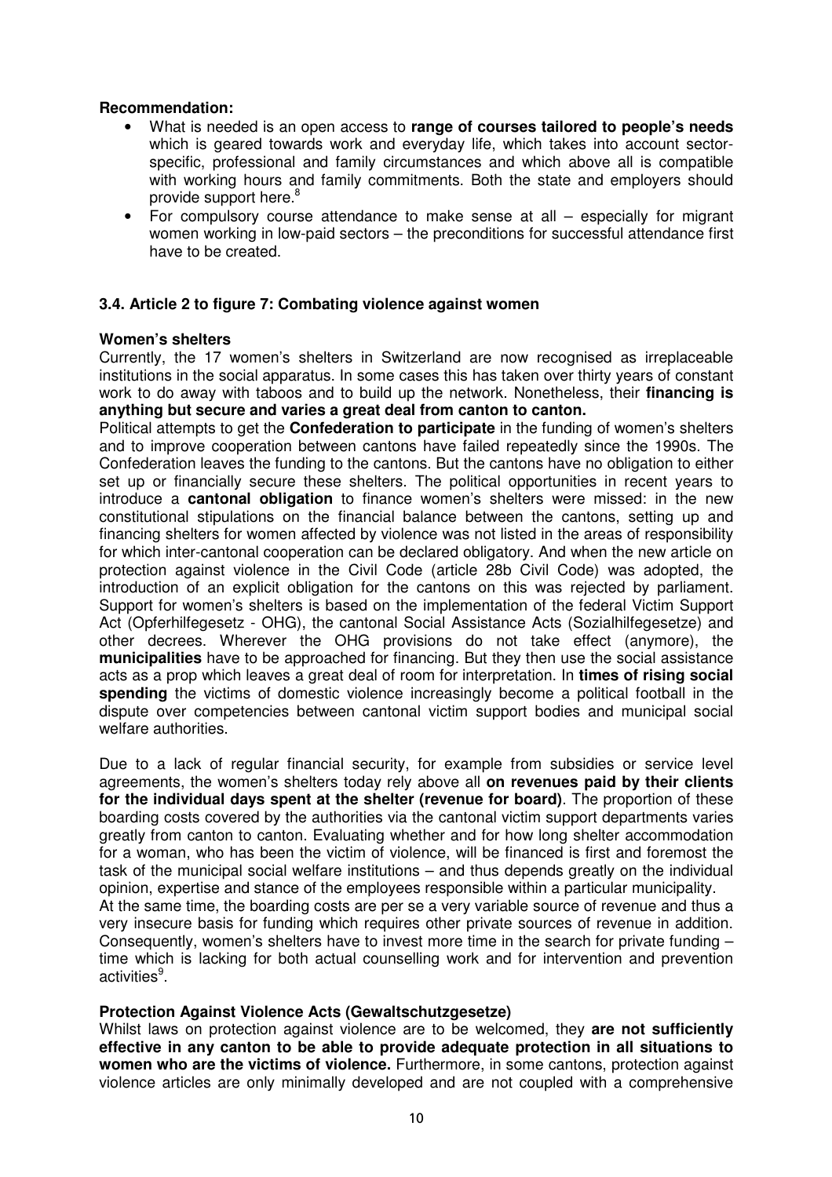**Recommendation:**

- What is needed is an open access to **range of courses tailored to people's needs** which is geared towards work and everyday life, which takes into account sector-specific, professional and family circumstances and which above all is compatible with working hours and family commitments. Both the state and employers should provide support here.[8]
- For compulsory course attendance to make sense at all – especially for migrant women working in low-paid sectors – the preconditions for successful attendance first have to be created.

### 3.4. Article 2 to figure 7: Combating violence against women

**Women's shelters**

Currently, the 17 women's shelters in Switzerland are now recognised as irreplaceable institutions in the social apparatus. In some cases this has taken over thirty years of constant work to do away with taboos and to build up the network. Nonetheless, their **financing is anything but secure and varies a great deal from canton to canton.**

Political attempts to get the **Confederation to participate** in the funding of women's shelters and to improve cooperation between cantons have failed repeatedly since the 1990s. The Confederation leaves the funding to the cantons. But the cantons have no obligation to either set up or financially secure these shelters. The political opportunities in recent years to introduce a **cantonal obligation** to finance women's shelters were missed: in the new constitutional stipulations on the financial balance between the cantons, setting up and financing shelters for women affected by violence was not listed in the areas of responsibility for which inter-cantonal cooperation can be declared obligatory. And when the new article on protection against violence in the Civil Code (article 28b Civil Code) was adopted, the introduction of an explicit obligation for the cantons on this was rejected by parliament. Support for women's shelters is based on the implementation of the federal Victim Support Act (Opferhilfegesetz - OHG), the cantonal Social Assistance Acts (Sozialhilfegesetze) and other decrees. Wherever the OHG provisions do not take effect (anymore), the **municipalities** have to be approached for financing. But they then use the social assistance acts as a prop which leaves a great deal of room for interpretation. In **times of rising social spending** the victims of domestic violence increasingly become a political football in the dispute over competencies between cantonal victim support bodies and municipal social welfare authorities.

Due to a lack of regular financial security, for example from subsidies or service level agreements, the women's shelters today rely above all **on revenues paid by their clients for the individual days spent at the shelter (revenue for board)**. The proportion of these boarding costs covered by the authorities via the cantonal victim support departments varies greatly from canton to canton. Evaluating whether and for how long shelter accommodation for a woman, who has been the victim of violence, will be financed is first and foremost the task of the municipal social welfare institutions – and thus depends greatly on the individual opinion, expertise and stance of the employees responsible within a particular municipality.

At the same time, the boarding costs are per se a very variable source of revenue and thus a very insecure basis for funding which requires other private sources of revenue in addition. Consequently, women's shelters have to invest more time in the search for private funding – time which is lacking for both actual counselling work and for intervention and prevention activities[9].

**Protection Against Violence Acts (Gewaltschutzgesetze)**

Whilst laws on protection against violence are to be welcomed, they **are not sufficiently effective in any canton to be able to provide adequate protection in all situations to women who are the victims of violence.** Furthermore, in some cantons, protection against violence articles are only minimally developed and are not coupled with a comprehensive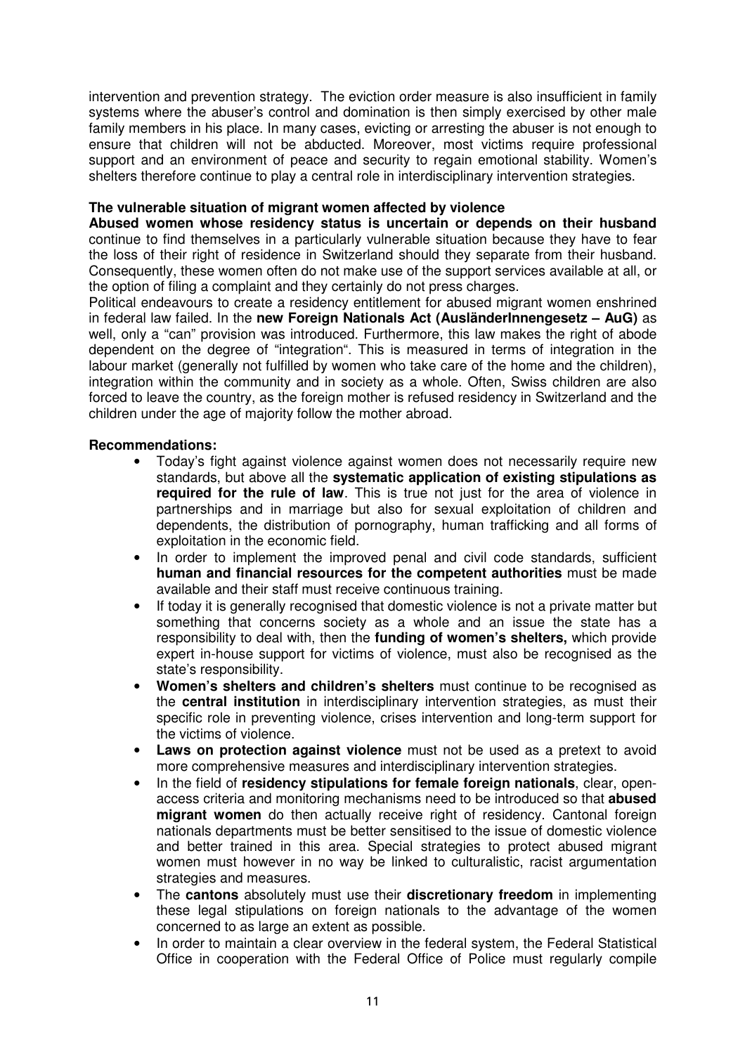intervention and prevention strategy. The eviction order measure is also insufficient in family systems where the abuser's control and domination is then simply exercised by other male family members in his place. In many cases, evicting or arresting the abuser is not enough to ensure that children will not be abducted. Moreover, most victims require professional support and an environment of peace and security to regain emotional stability. Women's shelters therefore continue to play a central role in interdisciplinary intervention strategies.

**The vulnerable situation of migrant women affected by violence**

**Abused women whose residency status is uncertain or depends on their husband** continue to find themselves in a particularly vulnerable situation because they have to fear the loss of their right of residence in Switzerland should they separate from their husband. Consequently, these women often do not make use of the support services available at all, or the option of filing a complaint and they certainly do not press charges.

Political endeavours to create a residency entitlement for abused migrant women enshrined in federal law failed. In the **new Foreign Nationals Act (AusländerInnengesetz – AuG)** as well, only a "can" provision was introduced. Furthermore, this law makes the right of abode dependent on the degree of "integration". This is measured in terms of integration in the labour market (generally not fulfilled by women who take care of the home and the children), integration within the community and in society as a whole. Often, Swiss children are also forced to leave the country, as the foreign mother is refused residency in Switzerland and the children under the age of majority follow the mother abroad.

**Recommendations:**

- Today's fight against violence against women does not necessarily require new standards, but above all the **systematic application of existing stipulations as required for the rule of law**. This is true not just for the area of violence in partnerships and in marriage but also for sexual exploitation of children and dependents, the distribution of pornography, human trafficking and all forms of exploitation in the economic field.
- In order to implement the improved penal and civil code standards, sufficient **human and financial resources for the competent authorities** must be made available and their staff must receive continuous training.
- If today it is generally recognised that domestic violence is not a private matter but something that concerns society as a whole and an issue the state has a responsibility to deal with, then the **funding of women's shelters,** which provide expert in-house support for victims of violence, must also be recognised as the state's responsibility.
- **Women's shelters and children's shelters** must continue to be recognised as the **central institution** in interdisciplinary intervention strategies, as must their specific role in preventing violence, crises intervention and long-term support for the victims of violence.
- **Laws on protection against violence** must not be used as a pretext to avoid more comprehensive measures and interdisciplinary intervention strategies.
- In the field of **residency stipulations for female foreign nationals**, clear, open-access criteria and monitoring mechanisms need to be introduced so that **abused migrant women** do then actually receive right of residency. Cantonal foreign nationals departments must be better sensitised to the issue of domestic violence and better trained in this area. Special strategies to protect abused migrant women must however in no way be linked to culturalistic, racist argumentation strategies and measures.
- The **cantons** absolutely must use their **discretionary freedom** in implementing these legal stipulations on foreign nationals to the advantage of the women concerned to as large an extent as possible.
- In order to maintain a clear overview in the federal system, the Federal Statistical Office in cooperation with the Federal Office of Police must regularly compile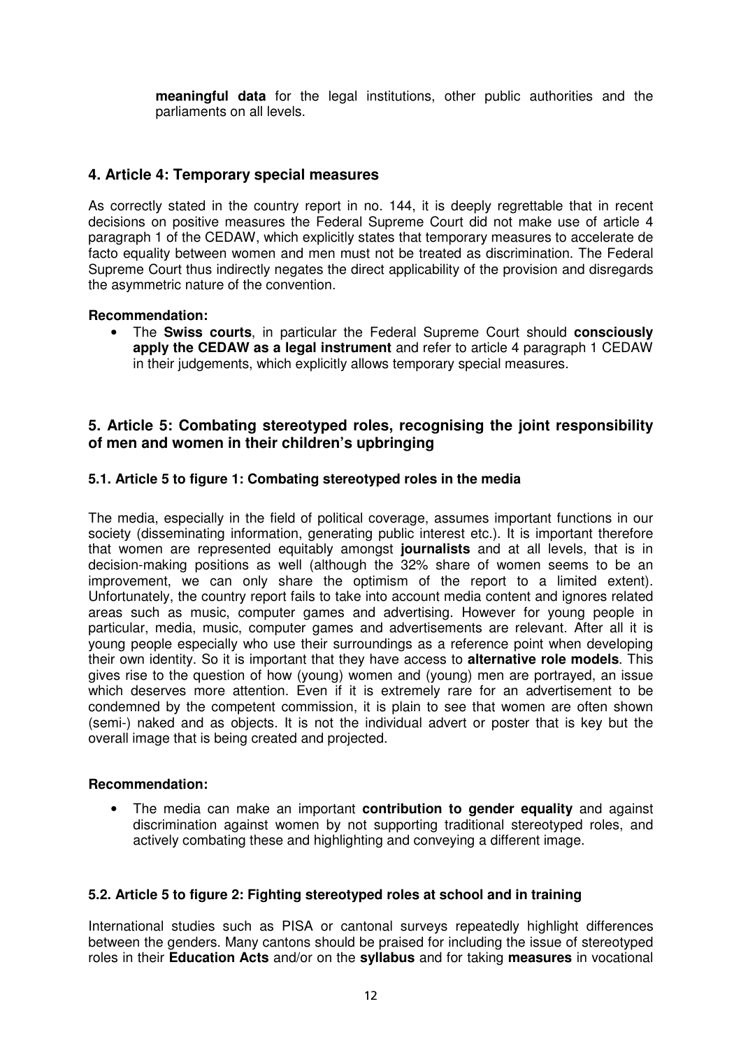**meaningful data** for the legal institutions, other public authorities and the parliaments on all levels.

## 4. Article 4: Temporary special measures

As correctly stated in the country report in no. 144, it is deeply regrettable that in recent decisions on positive measures the Federal Supreme Court did not make use of article 4 paragraph 1 of the CEDAW, which explicitly states that temporary measures to accelerate de facto equality between women and men must not be treated as discrimination. The Federal Supreme Court thus indirectly negates the direct applicability of the provision and disregards the asymmetric nature of the convention.

**Recommendation:**

- The **Swiss courts**, in particular the Federal Supreme Court should **consciously apply the CEDAW as a legal instrument** and refer to article 4 paragraph 1 CEDAW in their judgements, which explicitly allows temporary special measures.

## 5. Article 5: Combating stereotyped roles, recognising the joint responsibility of men and women in their children's upbringing

### 5.1. Article 5 to figure 1: Combating stereotyped roles in the media

The media, especially in the field of political coverage, assumes important functions in our society (disseminating information, generating public interest etc.). It is important therefore that women are represented equitably amongst **journalists** and at all levels, that is in decision-making positions as well (although the 32% share of women seems to be an improvement, we can only share the optimism of the report to a limited extent). Unfortunately, the country report fails to take into account media content and ignores related areas such as music, computer games and advertising. However for young people in particular, media, music, computer games and advertisements are relevant. After all it is young people especially who use their surroundings as a reference point when developing their own identity. So it is important that they have access to **alternative role models**. This gives rise to the question of how (young) women and (young) men are portrayed, an issue which deserves more attention. Even if it is extremely rare for an advertisement to be condemned by the competent commission, it is plain to see that women are often shown (semi-) naked and as objects. It is not the individual advert or poster that is key but the overall image that is being created and projected.

**Recommendation:**

- The media can make an important **contribution to gender equality** and against discrimination against women by not supporting traditional stereotyped roles, and actively combating these and highlighting and conveying a different image.

### 5.2. Article 5 to figure 2: Fighting stereotyped roles at school and in training

International studies such as PISA or cantonal surveys repeatedly highlight differences between the genders. Many cantons should be praised for including the issue of stereotyped roles in their **Education Acts** and/or on the **syllabus** and for taking **measures** in vocational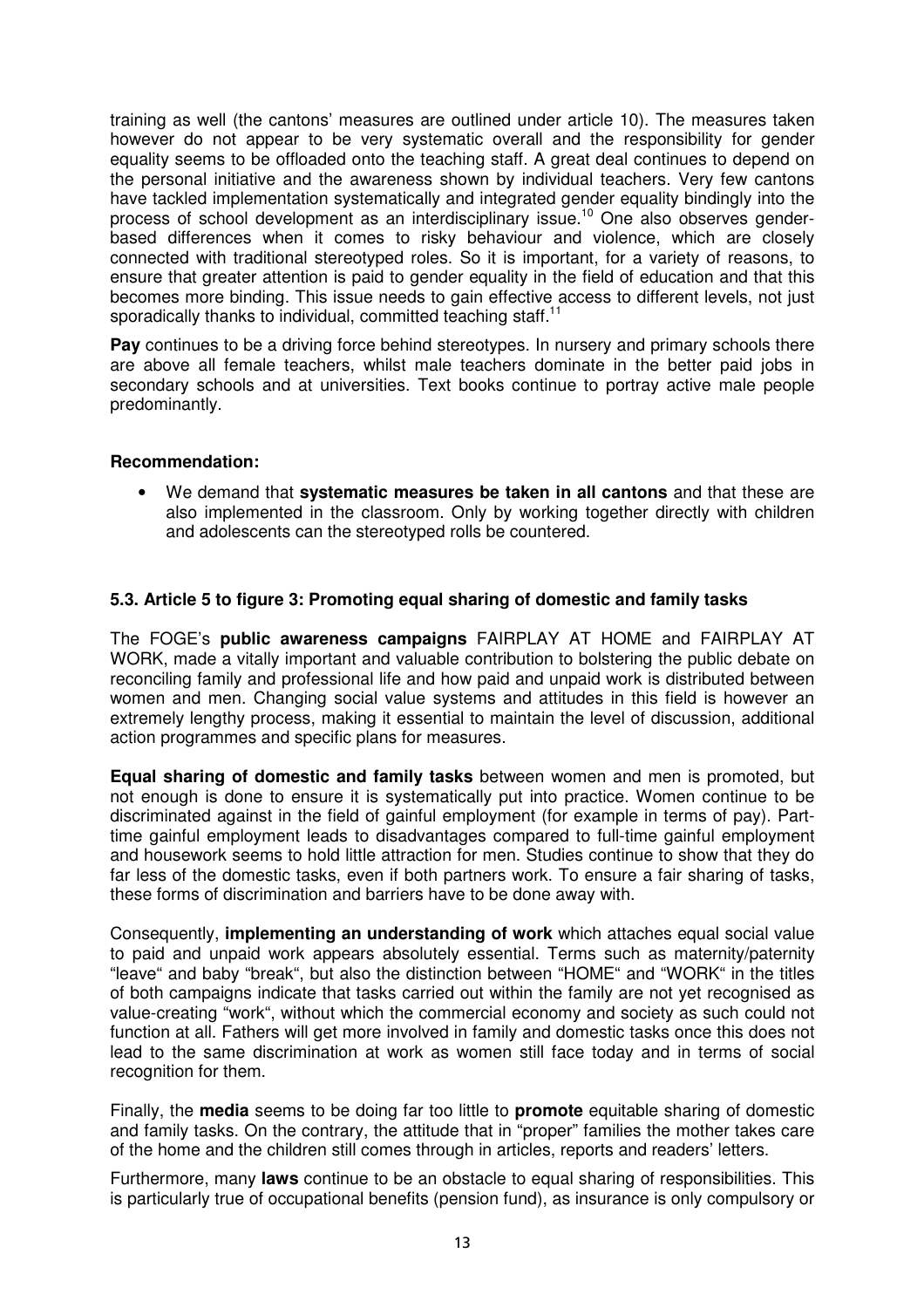training as well (the cantons' measures are outlined under article 10). The measures taken however do not appear to be very systematic overall and the responsibility for gender equality seems to be offloaded onto the teaching staff. A great deal continues to depend on the personal initiative and the awareness shown by individual teachers. Very few cantons have tackled implementation systematically and integrated gender equality bindingly into the process of school development as an interdisciplinary issue.[10] One also observes gender-based differences when it comes to risky behaviour and violence, which are closely connected with traditional stereotyped roles. So it is important, for a variety of reasons, to ensure that greater attention is paid to gender equality in the field of education and that this becomes more binding. This issue needs to gain effective access to different levels, not just sporadically thanks to individual, committed teaching staff.[11]

**Pay** continues to be a driving force behind stereotypes. In nursery and primary schools there are above all female teachers, whilst male teachers dominate in the better paid jobs in secondary schools and at universities. Text books continue to portray active male people predominantly.

**Recommendation:**

- We demand that **systematic measures be taken in all cantons** and that these are also implemented in the classroom. Only by working together directly with children and adolescents can the stereotyped rolls be countered.

### 5.3. Article 5 to figure 3: Promoting equal sharing of domestic and family tasks

The FOGE's **public awareness campaigns** FAIRPLAY AT HOME and FAIRPLAY AT WORK, made a vitally important and valuable contribution to bolstering the public debate on reconciling family and professional life and how paid and unpaid work is distributed between women and men. Changing social value systems and attitudes in this field is however an extremely lengthy process, making it essential to maintain the level of discussion, additional action programmes and specific plans for measures.

**Equal sharing of domestic and family tasks** between women and men is promoted, but not enough is done to ensure it is systematically put into practice. Women continue to be discriminated against in the field of gainful employment (for example in terms of pay). Part-time gainful employment leads to disadvantages compared to full-time gainful employment and housework seems to hold little attraction for men. Studies continue to show that they do far less of the domestic tasks, even if both partners work. To ensure a fair sharing of tasks, these forms of discrimination and barriers have to be done away with.

Consequently, **implementing an understanding of work** which attaches equal social value to paid and unpaid work appears absolutely essential. Terms such as maternity/paternity "leave" and baby "break", but also the distinction between "HOME" and "WORK" in the titles of both campaigns indicate that tasks carried out within the family are not yet recognised as value-creating "work", without which the commercial economy and society as such could not function at all. Fathers will get more involved in family and domestic tasks once this does not lead to the same discrimination at work as women still face today and in terms of social recognition for them.

Finally, the **media** seems to be doing far too little to **promote** equitable sharing of domestic and family tasks. On the contrary, the attitude that in "proper" families the mother takes care of the home and the children still comes through in articles, reports and readers' letters.

Furthermore, many **laws** continue to be an obstacle to equal sharing of responsibilities. This is particularly true of occupational benefits (pension fund), as insurance is only compulsory or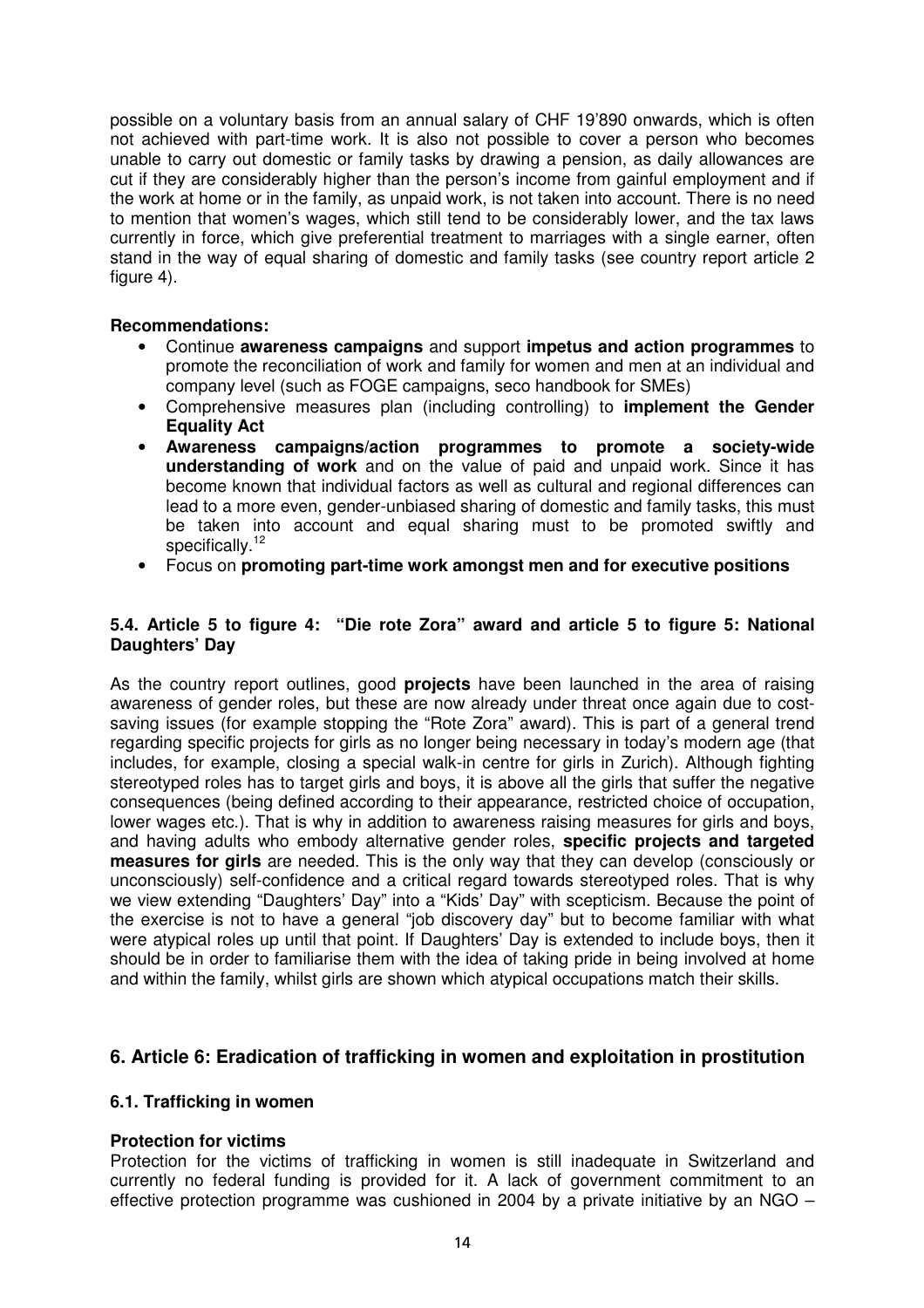possible on a voluntary basis from an annual salary of CHF 19'890 onwards, which is often not achieved with part-time work. It is also not possible to cover a person who becomes unable to carry out domestic or family tasks by drawing a pension, as daily allowances are cut if they are considerably higher than the person's income from gainful employment and if the work at home or in the family, as unpaid work, is not taken into account. There is no need to mention that women's wages, which still tend to be considerably lower, and the tax laws currently in force, which give preferential treatment to marriages with a single earner, often stand in the way of equal sharing of domestic and family tasks (see country report article 2 figure 4).

**Recommendations:**

- Continue **awareness campaigns** and support **impetus and action programmes** to promote the reconciliation of work and family for women and men at an individual and company level (such as FOGE campaigns, seco handbook for SMEs)
- Comprehensive measures plan (including controlling) to **implement the Gender Equality Act**
- **Awareness campaigns/action programmes to promote a society-wide understanding of work** and on the value of paid and unpaid work. Since it has become known that individual factors as well as cultural and regional differences can lead to a more even, gender-unbiased sharing of domestic and family tasks, this must be taken into account and equal sharing must to be promoted swiftly and specifically.[12]
- Focus on **promoting part-time work amongst men and for executive positions**

### 5.4. Article 5 to figure 4: "Die rote Zora" award and article 5 to figure 5: National Daughters' Day

As the country report outlines, good **projects** have been launched in the area of raising awareness of gender roles, but these are now already under threat once again due to cost-saving issues (for example stopping the "Rote Zora" award). This is part of a general trend regarding specific projects for girls as no longer being necessary in today's modern age (that includes, for example, closing a special walk-in centre for girls in Zurich). Although fighting stereotyped roles has to target girls and boys, it is above all the girls that suffer the negative consequences (being defined according to their appearance, restricted choice of occupation, lower wages etc.). That is why in addition to awareness raising measures for girls and boys, and having adults who embody alternative gender roles, **specific projects and targeted measures for girls** are needed. This is the only way that they can develop (consciously or unconsciously) self-confidence and a critical regard towards stereotyped roles. That is why we view extending "Daughters' Day" into a "Kids' Day" with scepticism. Because the point of the exercise is not to have a general "job discovery day" but to become familiar with what were atypical roles up until that point. If Daughters' Day is extended to include boys, then it should be in order to familiarise them with the idea of taking pride in being involved at home and within the family, whilst girls are shown which atypical occupations match their skills.

## 6. Article 6: Eradication of trafficking in women and exploitation in prostitution

### 6.1. Trafficking in women

**Protection for victims**

Protection for the victims of trafficking in women is still inadequate in Switzerland and currently no federal funding is provided for it. A lack of government commitment to an effective protection programme was cushioned in 2004 by a private initiative by an NGO –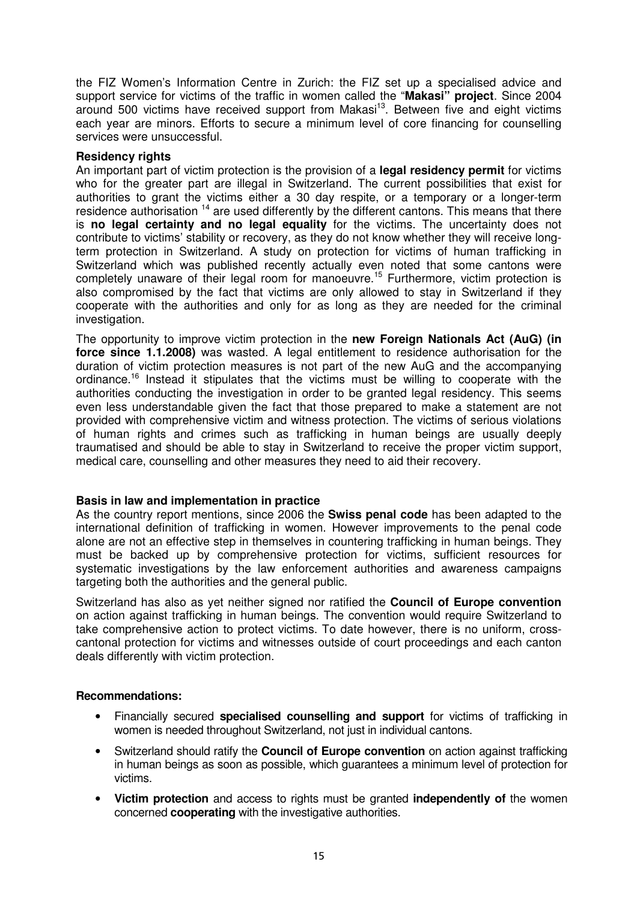the FIZ Women's Information Centre in Zurich: the FIZ set up a specialised advice and support service for victims of the traffic in women called the "**Makasi" project**. Since 2004 around 500 victims have received support from Makasi[13]. Between five and eight victims each year are minors. Efforts to secure a minimum level of core financing for counselling services were unsuccessful.

**Residency rights**

An important part of victim protection is the provision of a **legal residency permit** for victims who for the greater part are illegal in Switzerland. The current possibilities that exist for authorities to grant the victims either a 30 day respite, or a temporary or a longer-term residence authorisation [14] are used differently by the different cantons. This means that there is **no legal certainty and no legal equality** for the victims. The uncertainty does not contribute to victims' stability or recovery, as they do not know whether they will receive long-term protection in Switzerland. A study on protection for victims of human trafficking in Switzerland which was published recently actually even noted that some cantons were completely unaware of their legal room for manoeuvre.[15] Furthermore, victim protection is also compromised by the fact that victims are only allowed to stay in Switzerland if they cooperate with the authorities and only for as long as they are needed for the criminal investigation.

The opportunity to improve victim protection in the **new Foreign Nationals Act (AuG) (in force since 1.1.2008)** was wasted. A legal entitlement to residence authorisation for the duration of victim protection measures is not part of the new AuG and the accompanying ordinance.[16] Instead it stipulates that the victims must be willing to cooperate with the authorities conducting the investigation in order to be granted legal residency. This seems even less understandable given the fact that those prepared to make a statement are not provided with comprehensive victim and witness protection. The victims of serious violations of human rights and crimes such as trafficking in human beings are usually deeply traumatised and should be able to stay in Switzerland to receive the proper victim support, medical care, counselling and other measures they need to aid their recovery.

**Basis in law and implementation in practice**

As the country report mentions, since 2006 the **Swiss penal code** has been adapted to the international definition of trafficking in women. However improvements to the penal code alone are not an effective step in themselves in countering trafficking in human beings. They must be backed up by comprehensive protection for victims, sufficient resources for systematic investigations by the law enforcement authorities and awareness campaigns targeting both the authorities and the general public.

Switzerland has also as yet neither signed nor ratified the **Council of Europe convention** on action against trafficking in human beings. The convention would require Switzerland to take comprehensive action to protect victims. To date however, there is no uniform, cross-cantonal protection for victims and witnesses outside of court proceedings and each canton deals differently with victim protection.

**Recommendations:**

- Financially secured **specialised counselling and support** for victims of trafficking in women is needed throughout Switzerland, not just in individual cantons.
- Switzerland should ratify the **Council of Europe convention** on action against trafficking in human beings as soon as possible, which guarantees a minimum level of protection for victims.
- **Victim protection** and access to rights must be granted **independently of** the women concerned **cooperating** with the investigative authorities.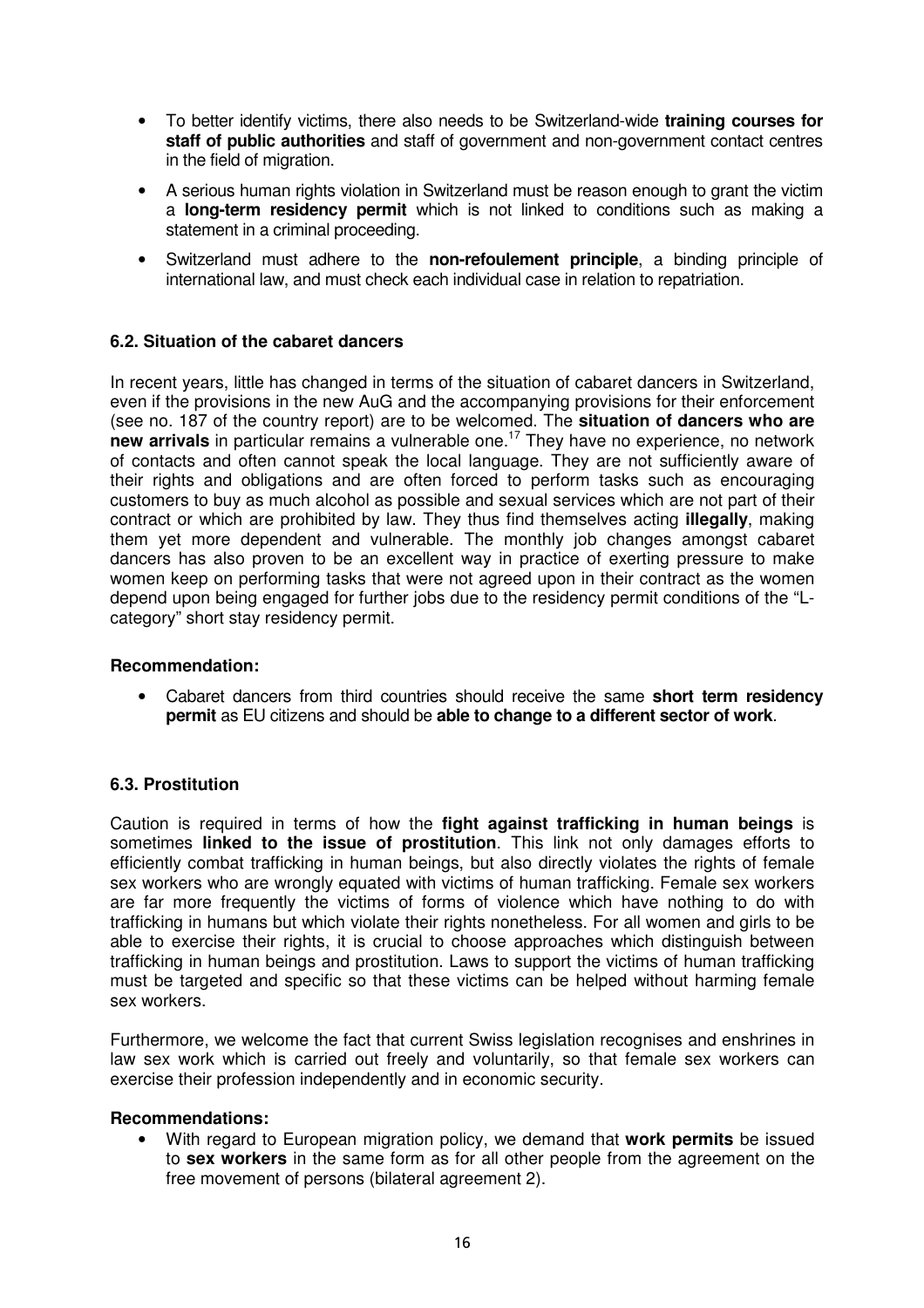- To better identify victims, there also needs to be Switzerland-wide **training courses for staff of public authorities** and staff of government and non-government contact centres in the field of migration.
- A serious human rights violation in Switzerland must be reason enough to grant the victim a **long-term residency permit** which is not linked to conditions such as making a statement in a criminal proceeding.
- Switzerland must adhere to the **non-refoulement principle**, a binding principle of international law, and must check each individual case in relation to repatriation.

### 6.2. Situation of the cabaret dancers

In recent years, little has changed in terms of the situation of cabaret dancers in Switzerland, even if the provisions in the new AuG and the accompanying provisions for their enforcement (see no. 187 of the country report) are to be welcomed. The **situation of dancers who are new arrivals** in particular remains a vulnerable one.[17] They have no experience, no network of contacts and often cannot speak the local language. They are not sufficiently aware of their rights and obligations and are often forced to perform tasks such as encouraging customers to buy as much alcohol as possible and sexual services which are not part of their contract or which are prohibited by law. They thus find themselves acting **illegally**, making them yet more dependent and vulnerable. The monthly job changes amongst cabaret dancers has also proven to be an excellent way in practice of exerting pressure to make women keep on performing tasks that were not agreed upon in their contract as the women depend upon being engaged for further jobs due to the residency permit conditions of the "L-category" short stay residency permit.

**Recommendation:**

- Cabaret dancers from third countries should receive the same **short term residency permit** as EU citizens and should be **able to change to a different sector of work**.

### 6.3. Prostitution

Caution is required in terms of how the **fight against trafficking in human beings** is sometimes **linked to the issue of prostitution**. This link not only damages efforts to efficiently combat trafficking in human beings, but also directly violates the rights of female sex workers who are wrongly equated with victims of human trafficking. Female sex workers are far more frequently the victims of forms of violence which have nothing to do with trafficking in humans but which violate their rights nonetheless. For all women and girls to be able to exercise their rights, it is crucial to choose approaches which distinguish between trafficking in human beings and prostitution. Laws to support the victims of human trafficking must be targeted and specific so that these victims can be helped without harming female sex workers.

Furthermore, we welcome the fact that current Swiss legislation recognises and enshrines in law sex work which is carried out freely and voluntarily, so that female sex workers can exercise their profession independently and in economic security.

**Recommendations:**

- With regard to European migration policy, we demand that **work permits** be issued to **sex workers** in the same form as for all other people from the agreement on the free movement of persons (bilateral agreement 2).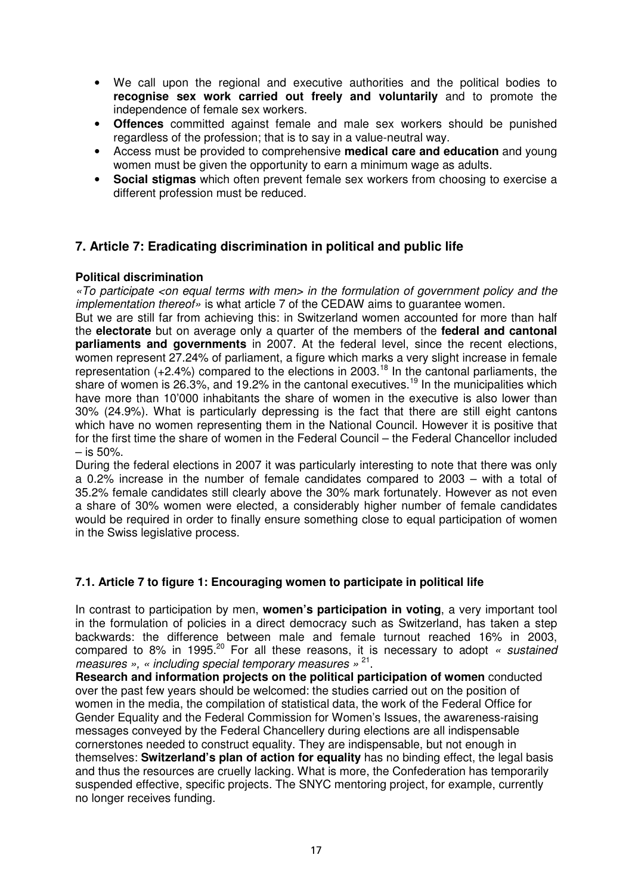- We call upon the regional and executive authorities and the political bodies to **recognise sex work carried out freely and voluntarily** and to promote the independence of female sex workers.
- **Offences** committed against female and male sex workers should be punished regardless of the profession; that is to say in a value-neutral way.
- Access must be provided to comprehensive **medical care and education** and young women must be given the opportunity to earn a minimum wage as adults.
- **Social stigmas** which often prevent female sex workers from choosing to exercise a different profession must be reduced.

## 7. Article 7: Eradicating discrimination in political and public life

**Political discrimination**

*«To participate <on equal terms with men> in the formulation of government policy and the implementation thereof»* is what article 7 of the CEDAW aims to guarantee women.

But we are still far from achieving this: in Switzerland women accounted for more than half the **electorate** but on average only a quarter of the members of the **federal and cantonal parliaments and governments** in 2007. At the federal level, since the recent elections, women represent 27.24% of parliament, a figure which marks a very slight increase in female representation (+2.4%) compared to the elections in 2003.[18] In the cantonal parliaments, the share of women is 26.3%, and 19.2% in the cantonal executives.[19] In the municipalities which have more than 10'000 inhabitants the share of women in the executive is also lower than 30% (24.9%). What is particularly depressing is the fact that there are still eight cantons which have no women representing them in the National Council. However it is positive that for the first time the share of women in the Federal Council – the Federal Chancellor included – is 50%.

During the federal elections in 2007 it was particularly interesting to note that there was only a 0.2% increase in the number of female candidates compared to 2003 – with a total of 35.2% female candidates still clearly above the 30% mark fortunately. However as not even a share of 30% women were elected, a considerably higher number of female candidates would be required in order to finally ensure something close to equal participation of women in the Swiss legislative process.

### 7.1. Article 7 to figure 1: Encouraging women to participate in political life

In contrast to participation by men, **women's participation in voting**, a very important tool in the formulation of policies in a direct democracy such as Switzerland, has taken a step backwards: the difference between male and female turnout reached 16% in 2003, compared to 8% in 1995.[20] For all these reasons, it is necessary to adopt *« sustained measures », « including special temporary measures »* [21].

**Research and information projects on the political participation of women** conducted over the past few years should be welcomed: the studies carried out on the position of women in the media, the compilation of statistical data, the work of the Federal Office for Gender Equality and the Federal Commission for Women's Issues, the awareness-raising messages conveyed by the Federal Chancellery during elections are all indispensable cornerstones needed to construct equality. They are indispensable, but not enough in themselves: **Switzerland's plan of action for equality** has no binding effect, the legal basis and thus the resources are cruelly lacking. What is more, the Confederation has temporarily suspended effective, specific projects. The SNYC mentoring project, for example, currently no longer receives funding.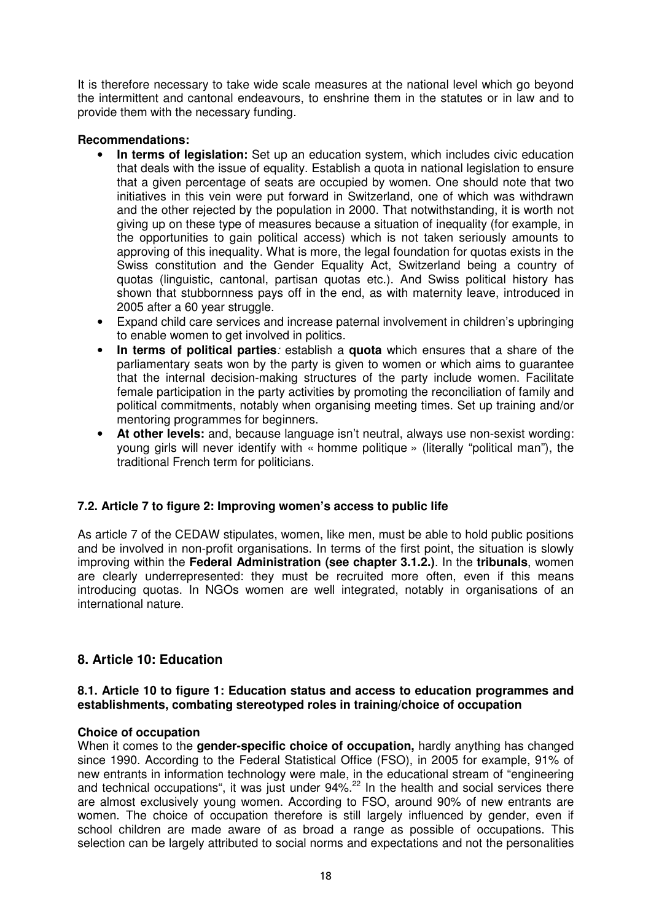It is therefore necessary to take wide scale measures at the national level which go beyond the intermittent and cantonal endeavours, to enshrine them in the statutes or in law and to provide them with the necessary funding.

**Recommendations:**

- **In terms of legislation:** Set up an education system, which includes civic education that deals with the issue of equality. Establish a quota in national legislation to ensure that a given percentage of seats are occupied by women. One should note that two initiatives in this vein were put forward in Switzerland, one of which was withdrawn and the other rejected by the population in 2000. That notwithstanding, it is worth not giving up on these type of measures because a situation of inequality (for example, in the opportunities to gain political access) which is not taken seriously amounts to approving of this inequality. What is more, the legal foundation for quotas exists in the Swiss constitution and the Gender Equality Act, Switzerland being a country of quotas (linguistic, cantonal, partisan quotas etc.). And Swiss political history has shown that stubbornness pays off in the end, as with maternity leave, introduced in 2005 after a 60 year struggle.
- Expand child care services and increase paternal involvement in children's upbringing to enable women to get involved in politics.
- **In terms of political parties**: establish a **quota** which ensures that a share of the parliamentary seats won by the party is given to women or which aims to guarantee that the internal decision-making structures of the party include women. Facilitate female participation in the party activities by promoting the reconciliation of family and political commitments, notably when organising meeting times. Set up training and/or mentoring programmes for beginners.
- **At other levels:** and, because language isn't neutral, always use non-sexist wording: young girls will never identify with « homme politique » (literally "political man"), the traditional French term for politicians.

### 7.2. Article 7 to figure 2: Improving women's access to public life

As article 7 of the CEDAW stipulates, women, like men, must be able to hold public positions and be involved in non-profit organisations. In terms of the first point, the situation is slowly improving within the **Federal Administration (see chapter 3.1.2.)**. In the **tribunals**, women are clearly underrepresented: they must be recruited more often, even if this means introducing quotas. In NGOs women are well integrated, notably in organisations of an international nature.

## 8. Article 10: Education

### 8.1. Article 10 to figure 1: Education status and access to education programmes and establishments, combating stereotyped roles in training/choice of occupation

**Choice of occupation**

When it comes to the **gender-specific choice of occupation,** hardly anything has changed since 1990. According to the Federal Statistical Office (FSO), in 2005 for example, 91% of new entrants in information technology were male, in the educational stream of "engineering and technical occupations", it was just under 94%.[22] In the health and social services there are almost exclusively young women. According to FSO, around 90% of new entrants are women. The choice of occupation therefore is still largely influenced by gender, even if school children are made aware of as broad a range as possible of occupations. This selection can be largely attributed to social norms and expectations and not the personalities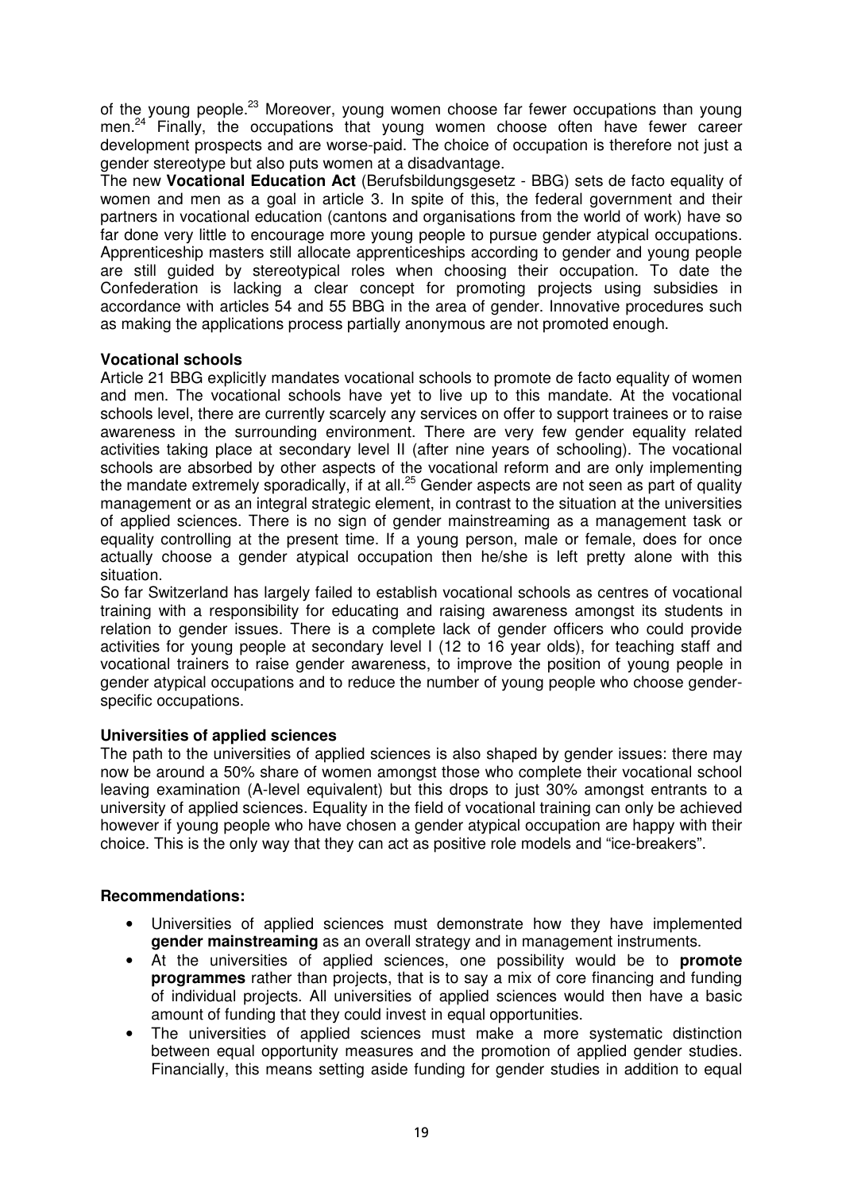of the young people.[23] Moreover, young women choose far fewer occupations than young men.[24] Finally, the occupations that young women choose often have fewer career development prospects and are worse-paid. The choice of occupation is therefore not just a gender stereotype but also puts women at a disadvantage.

The new **Vocational Education Act** (Berufsbildungsgesetz - BBG) sets de facto equality of women and men as a goal in article 3. In spite of this, the federal government and their partners in vocational education (cantons and organisations from the world of work) have so far done very little to encourage more young people to pursue gender atypical occupations. Apprenticeship masters still allocate apprenticeships according to gender and young people are still guided by stereotypical roles when choosing their occupation. To date the Confederation is lacking a clear concept for promoting projects using subsidies in accordance with articles 54 and 55 BBG in the area of gender. Innovative procedures such as making the applications process partially anonymous are not promoted enough.

**Vocational schools**

Article 21 BBG explicitly mandates vocational schools to promote de facto equality of women and men. The vocational schools have yet to live up to this mandate. At the vocational schools level, there are currently scarcely any services on offer to support trainees or to raise awareness in the surrounding environment. There are very few gender equality related activities taking place at secondary level II (after nine years of schooling). The vocational schools are absorbed by other aspects of the vocational reform and are only implementing the mandate extremely sporadically, if at all.[25] Gender aspects are not seen as part of quality management or as an integral strategic element, in contrast to the situation at the universities of applied sciences. There is no sign of gender mainstreaming as a management task or equality controlling at the present time. If a young person, male or female, does for once actually choose a gender atypical occupation then he/she is left pretty alone with this situation.

So far Switzerland has largely failed to establish vocational schools as centres of vocational training with a responsibility for educating and raising awareness amongst its students in relation to gender issues. There is a complete lack of gender officers who could provide activities for young people at secondary level I (12 to 16 year olds), for teaching staff and vocational trainers to raise gender awareness, to improve the position of young people in gender atypical occupations and to reduce the number of young people who choose gender-specific occupations.

**Universities of applied sciences**

The path to the universities of applied sciences is also shaped by gender issues: there may now be around a 50% share of women amongst those who complete their vocational school leaving examination (A-level equivalent) but this drops to just 30% amongst entrants to a university of applied sciences. Equality in the field of vocational training can only be achieved however if young people who have chosen a gender atypical occupation are happy with their choice. This is the only way that they can act as positive role models and "ice-breakers".

**Recommendations:**

- Universities of applied sciences must demonstrate how they have implemented **gender mainstreaming** as an overall strategy and in management instruments.
- At the universities of applied sciences, one possibility would be to **promote programmes** rather than projects, that is to say a mix of core financing and funding of individual projects. All universities of applied sciences would then have a basic amount of funding that they could invest in equal opportunities.
- The universities of applied sciences must make a more systematic distinction between equal opportunity measures and the promotion of applied gender studies. Financially, this means setting aside funding for gender studies in addition to equal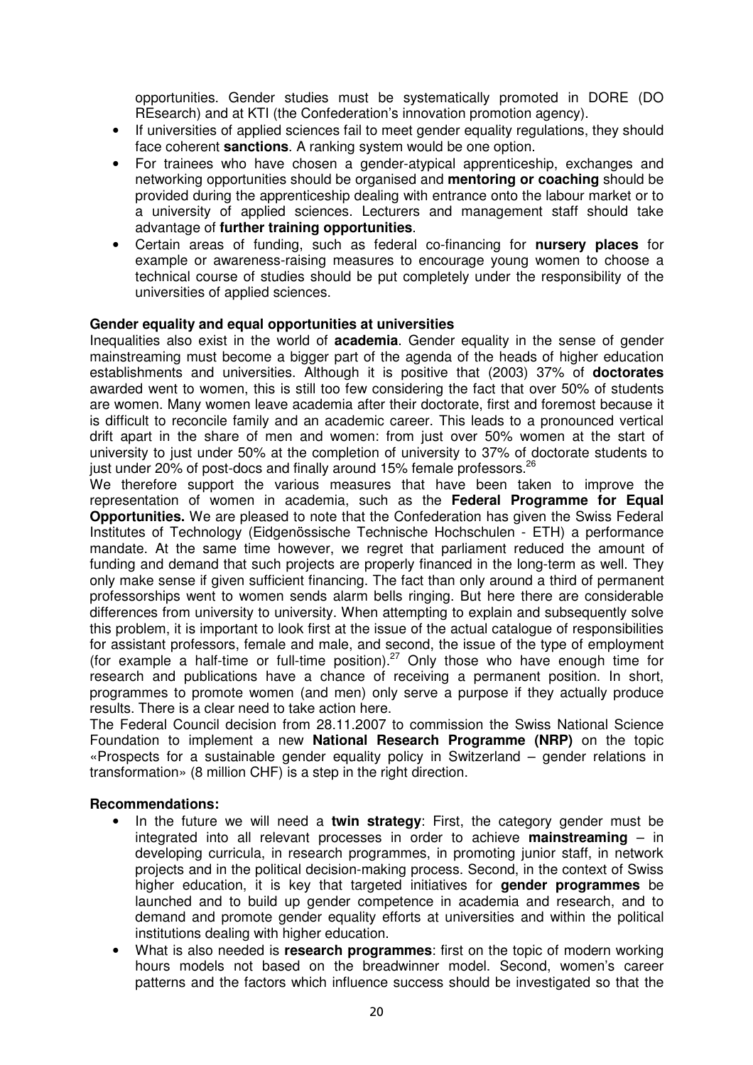opportunities. Gender studies must be systematically promoted in DORE (DO REsearch) and at KTI (the Confederation's innovation promotion agency).

- If universities of applied sciences fail to meet gender equality regulations, they should face coherent **sanctions**. A ranking system would be one option.
- For trainees who have chosen a gender-atypical apprenticeship, exchanges and networking opportunities should be organised and **mentoring or coaching** should be provided during the apprenticeship dealing with entrance onto the labour market or to a university of applied sciences. Lecturers and management staff should take advantage of **further training opportunities**.
- Certain areas of funding, such as federal co-financing for **nursery places** for example or awareness-raising measures to encourage young women to choose a technical course of studies should be put completely under the responsibility of the universities of applied sciences.

**Gender equality and equal opportunities at universities**

Inequalities also exist in the world of **academia**. Gender equality in the sense of gender mainstreaming must become a bigger part of the agenda of the heads of higher education establishments and universities. Although it is positive that (2003) 37% of **doctorates** awarded went to women, this is still too few considering the fact that over 50% of students are women. Many women leave academia after their doctorate, first and foremost because it is difficult to reconcile family and an academic career. This leads to a pronounced vertical drift apart in the share of men and women: from just over 50% women at the start of university to just under 50% at the completion of university to 37% of doctorate students to just under 20% of post-docs and finally around 15% female professors.[26]

We therefore support the various measures that have been taken to improve the representation of women in academia, such as the **Federal Programme for Equal Opportunities.** We are pleased to note that the Confederation has given the Swiss Federal Institutes of Technology (Eidgenössische Technische Hochschulen - ETH) a performance mandate. At the same time however, we regret that parliament reduced the amount of funding and demand that such projects are properly financed in the long-term as well. They only make sense if given sufficient financing. The fact than only around a third of permanent professorships went to women sends alarm bells ringing. But here there are considerable differences from university to university. When attempting to explain and subsequently solve this problem, it is important to look first at the issue of the actual catalogue of responsibilities for assistant professors, female and male, and second, the issue of the type of employment (for example a half-time or full-time position).[27] Only those who have enough time for research and publications have a chance of receiving a permanent position. In short, programmes to promote women (and men) only serve a purpose if they actually produce results. There is a clear need to take action here.

The Federal Council decision from 28.11.2007 to commission the Swiss National Science Foundation to implement a new **National Research Programme (NRP)** on the topic «Prospects for a sustainable gender equality policy in Switzerland – gender relations in transformation» (8 million CHF) is a step in the right direction.

**Recommendations:**

- In the future we will need a **twin strategy**: First, the category gender must be integrated into all relevant processes in order to achieve **mainstreaming** – in developing curricula, in research programmes, in promoting junior staff, in network projects and in the political decision-making process. Second, in the context of Swiss higher education, it is key that targeted initiatives for **gender programmes** be launched and to build up gender competence in academia and research, and to demand and promote gender equality efforts at universities and within the political institutions dealing with higher education.
- What is also needed is **research programmes**: first on the topic of modern working hours models not based on the breadwinner model. Second, women's career patterns and the factors which influence success should be investigated so that the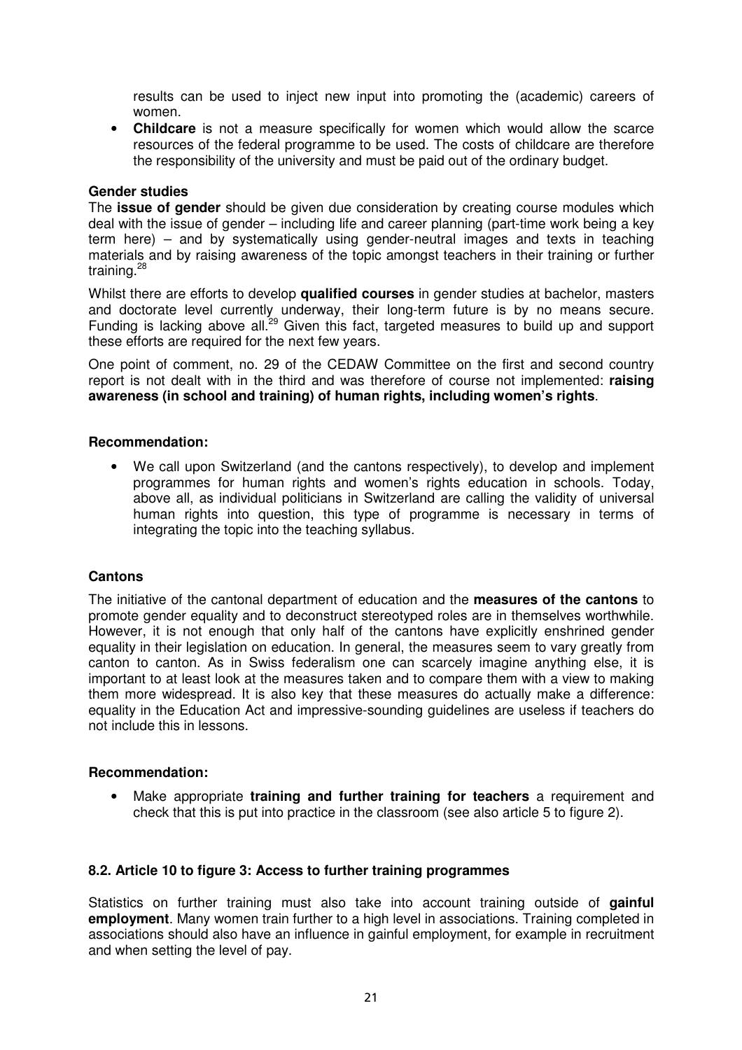results can be used to inject new input into promoting the (academic) careers of women.

- **Childcare** is not a measure specifically for women which would allow the scarce resources of the federal programme to be used. The costs of childcare are therefore the responsibility of the university and must be paid out of the ordinary budget.

**Gender studies**

The **issue of gender** should be given due consideration by creating course modules which deal with the issue of gender – including life and career planning (part-time work being a key term here) – and by systematically using gender-neutral images and texts in teaching materials and by raising awareness of the topic amongst teachers in their training or further training.[28]

Whilst there are efforts to develop **qualified courses** in gender studies at bachelor, masters and doctorate level currently underway, their long-term future is by no means secure. Funding is lacking above all.[29] Given this fact, targeted measures to build up and support these efforts are required for the next few years.

One point of comment, no. 29 of the CEDAW Committee on the first and second country report is not dealt with in the third and was therefore of course not implemented: **raising awareness (in school and training) of human rights, including women's rights**.

**Recommendation:**

- We call upon Switzerland (and the cantons respectively), to develop and implement programmes for human rights and women's rights education in schools. Today, above all, as individual politicians in Switzerland are calling the validity of universal human rights into question, this type of programme is necessary in terms of integrating the topic into the teaching syllabus.

**Cantons**

The initiative of the cantonal department of education and the **measures of the cantons** to promote gender equality and to deconstruct stereotyped roles are in themselves worthwhile. However, it is not enough that only half of the cantons have explicitly enshrined gender equality in their legislation on education. In general, the measures seem to vary greatly from canton to canton. As in Swiss federalism one can scarcely imagine anything else, it is important to at least look at the measures taken and to compare them with a view to making them more widespread. It is also key that these measures do actually make a difference: equality in the Education Act and impressive-sounding guidelines are useless if teachers do not include this in lessons.

**Recommendation:**

- Make appropriate **training and further training for teachers** a requirement and check that this is put into practice in the classroom (see also article 5 to figure 2).

### 8.2. Article 10 to figure 3: Access to further training programmes

Statistics on further training must also take into account training outside of **gainful employment**. Many women train further to a high level in associations. Training completed in associations should also have an influence in gainful employment, for example in recruitment and when setting the level of pay.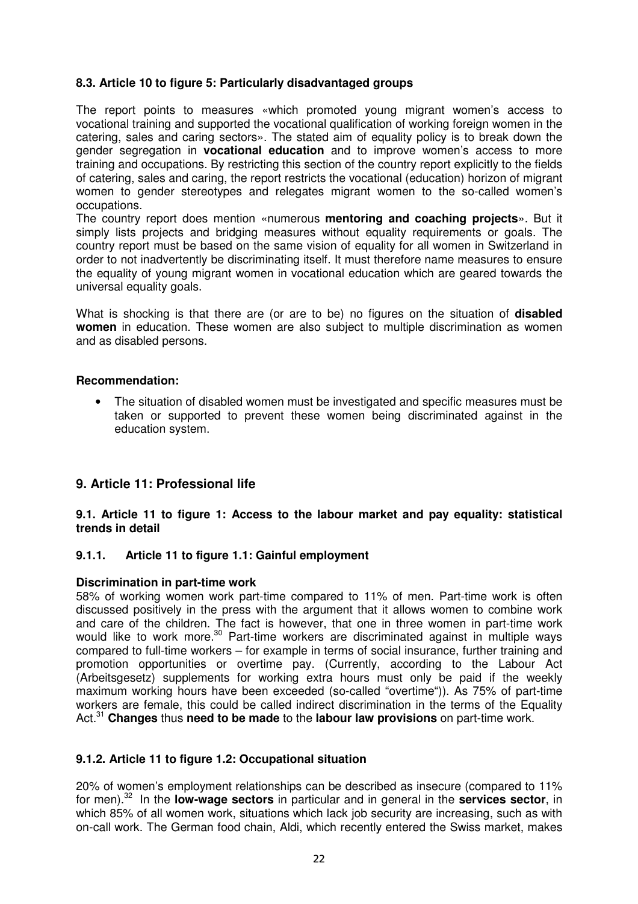### 8.3. Article 10 to figure 5: Particularly disadvantaged groups

The report points to measures «which promoted young migrant women's access to vocational training and supported the vocational qualification of working foreign women in the catering, sales and caring sectors». The stated aim of equality policy is to break down the gender segregation in **vocational education** and to improve women's access to more training and occupations. By restricting this section of the country report explicitly to the fields of catering, sales and caring, the report restricts the vocational (education) horizon of migrant women to gender stereotypes and relegates migrant women to the so-called women's occupations.

The country report does mention «numerous **mentoring and coaching projects**». But it simply lists projects and bridging measures without equality requirements or goals. The country report must be based on the same vision of equality for all women in Switzerland in order to not inadvertently be discriminating itself. It must therefore name measures to ensure the equality of young migrant women in vocational education which are geared towards the universal equality goals.

What is shocking is that there are (or are to be) no figures on the situation of **disabled women** in education. These women are also subject to multiple discrimination as women and as disabled persons.

**Recommendation:**

- The situation of disabled women must be investigated and specific measures must be taken or supported to prevent these women being discriminated against in the education system.

## 9. Article 11: Professional life

### 9.1. Article 11 to figure 1: Access to the labour market and pay equality: statistical trends in detail

#### 9.1.1. Article 11 to figure 1.1: Gainful employment

**Discrimination in part-time work**

58% of working women work part-time compared to 11% of men. Part-time work is often discussed positively in the press with the argument that it allows women to combine work and care of the children. The fact is however, that one in three women in part-time work would like to work more.[30] Part-time workers are discriminated against in multiple ways compared to full-time workers – for example in terms of social insurance, further training and promotion opportunities or overtime pay. (Currently, according to the Labour Act (Arbeitsgesetz) supplements for working extra hours must only be paid if the weekly maximum working hours have been exceeded (so-called "overtime")). As 75% of part-time workers are female, this could be called indirect discrimination in the terms of the Equality Act.[31] **Changes** thus **need to be made** to the **labour law provisions** on part-time work.

#### 9.1.2. Article 11 to figure 1.2: Occupational situation

20% of women's employment relationships can be described as insecure (compared to 11% for men).[32] In the **low-wage sectors** in particular and in general in the **services sector**, in which 85% of all women work, situations which lack job security are increasing, such as with on-call work. The German food chain, Aldi, which recently entered the Swiss market, makes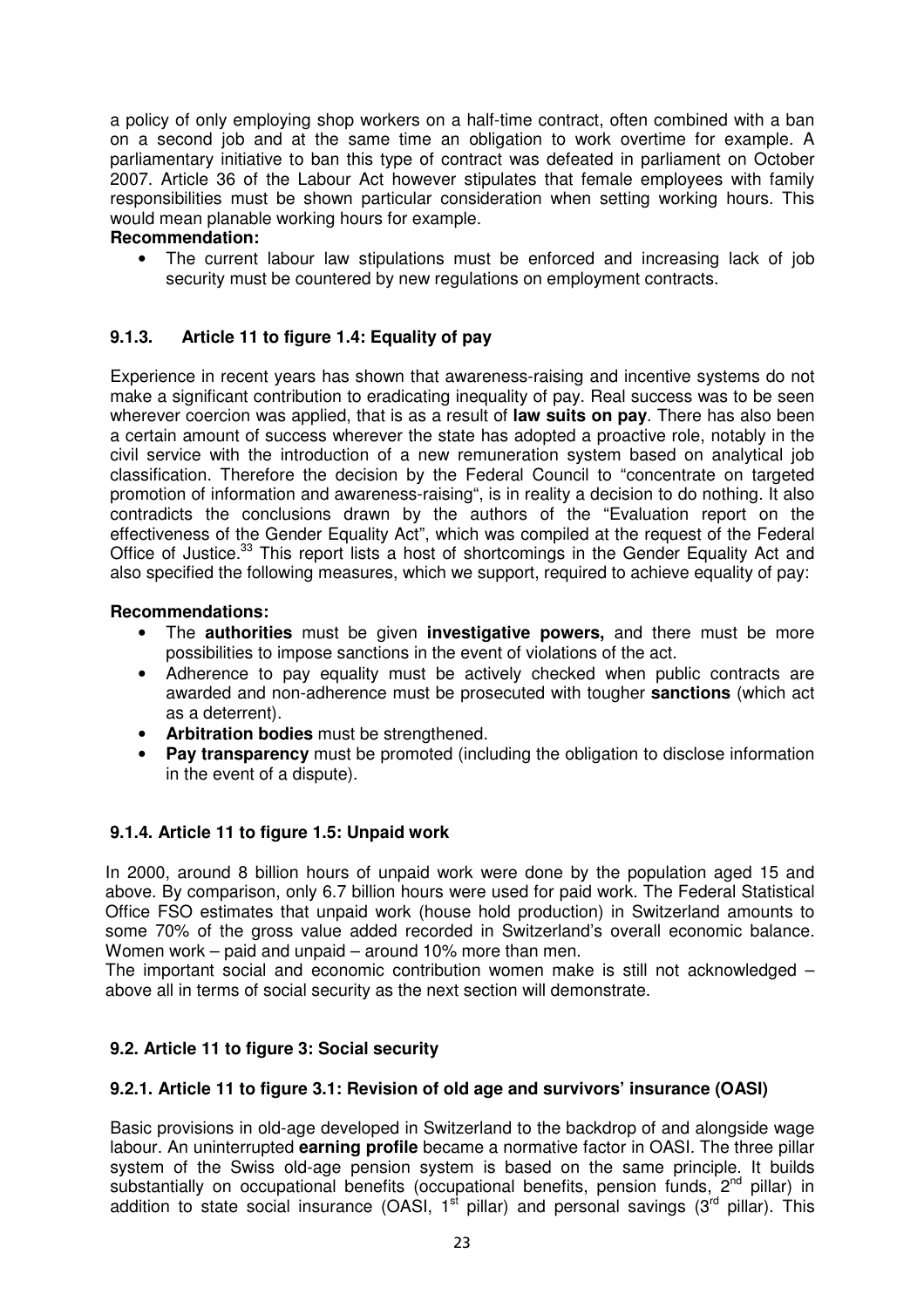a policy of only employing shop workers on a half-time contract, often combined with a ban on a second job and at the same time an obligation to work overtime for example. A parliamentary initiative to ban this type of contract was defeated in parliament on October 2007. Article 36 of the Labour Act however stipulates that female employees with family responsibilities must be shown particular consideration when setting working hours. This would mean planable working hours for example.

**Recommendation:**

- The current labour law stipulations must be enforced and increasing lack of job security must be countered by new regulations on employment contracts.

### 9.1.3. Article 11 to figure 1.4: Equality of pay

Experience in recent years has shown that awareness-raising and incentive systems do not make a significant contribution to eradicating inequality of pay. Real success was to be seen wherever coercion was applied, that is as a result of **law suits on pay**. There has also been a certain amount of success wherever the state has adopted a proactive role, notably in the civil service with the introduction of a new remuneration system based on analytical job classification. Therefore the decision by the Federal Council to "concentrate on targeted promotion of information and awareness-raising", is in reality a decision to do nothing. It also contradicts the conclusions drawn by the authors of the "Evaluation report on the effectiveness of the Gender Equality Act", which was compiled at the request of the Federal Office of Justice.[33] This report lists a host of shortcomings in the Gender Equality Act and also specified the following measures, which we support, required to achieve equality of pay:

**Recommendations:**

- The **authorities** must be given **investigative powers,** and there must be more possibilities to impose sanctions in the event of violations of the act.
- Adherence to pay equality must be actively checked when public contracts are awarded and non-adherence must be prosecuted with tougher **sanctions** (which act as a deterrent).
- **Arbitration bodies** must be strengthened.
- **Pay transparency** must be promoted (including the obligation to disclose information in the event of a dispute).

### 9.1.4. Article 11 to figure 1.5: Unpaid work

In 2000, around 8 billion hours of unpaid work were done by the population aged 15 and above. By comparison, only 6.7 billion hours were used for paid work. The Federal Statistical Office FSO estimates that unpaid work (house hold production) in Switzerland amounts to some 70% of the gross value added recorded in Switzerland's overall economic balance. Women work – paid and unpaid – around 10% more than men.

The important social and economic contribution women make is still not acknowledged – above all in terms of social security as the next section will demonstrate.

## 9.2. Article 11 to figure 3: Social security

### 9.2.1. Article 11 to figure 3.1: Revision of old age and survivors' insurance (OASI)

Basic provisions in old-age developed in Switzerland to the backdrop of and alongside wage labour. An uninterrupted **earning profile** became a normative factor in OASI. The three pillar system of the Swiss old-age pension system is based on the same principle. It builds substantially on occupational benefits (occupational benefits, pension funds, 2nd pillar) in addition to state social insurance (OASI, 1st pillar) and personal savings (3rd pillar). This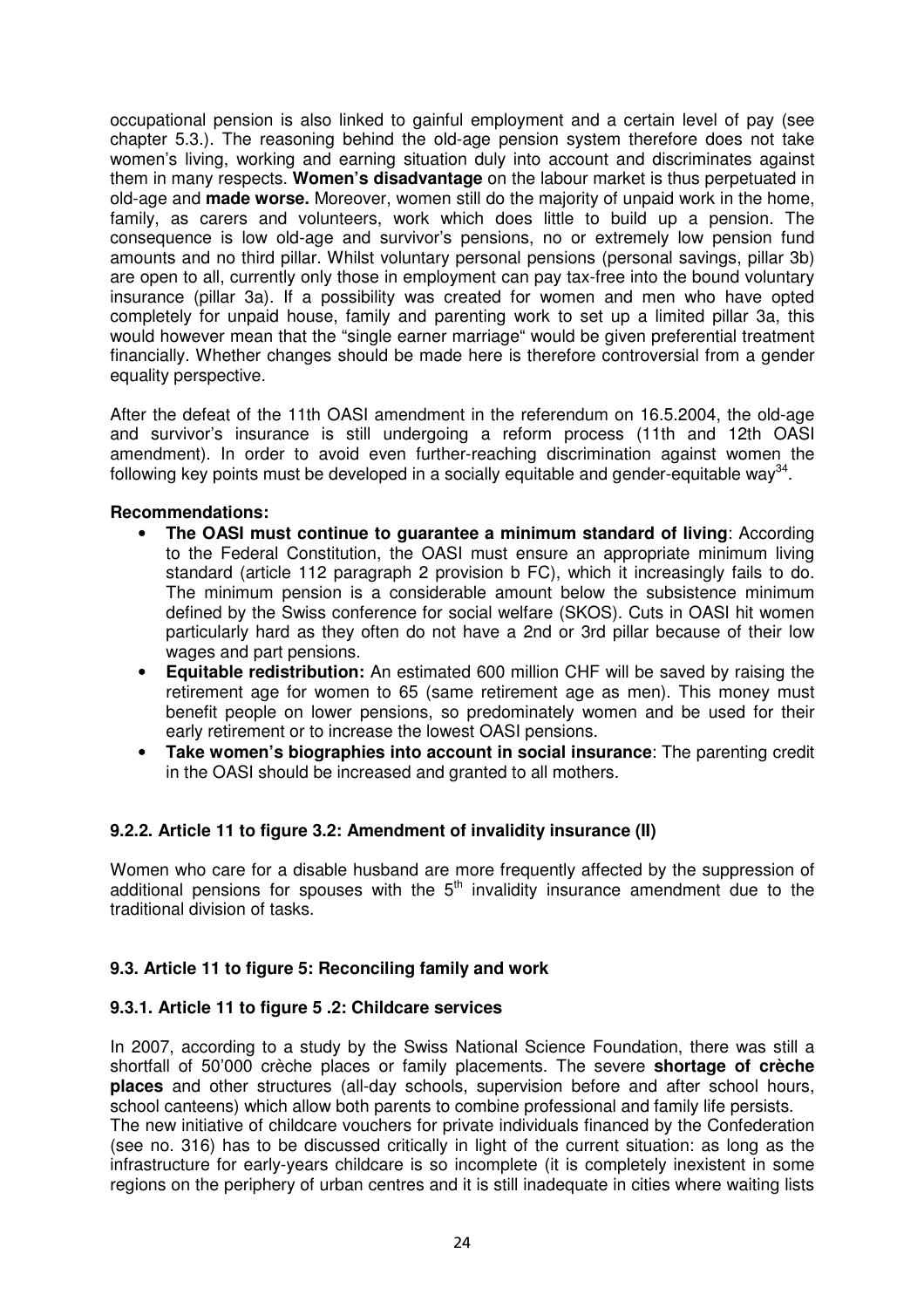occupational pension is also linked to gainful employment and a certain level of pay (see chapter 5.3.). The reasoning behind the old-age pension system therefore does not take women's living, working and earning situation duly into account and discriminates against them in many respects. **Women's disadvantage** on the labour market is thus perpetuated in old-age and **made worse.** Moreover, women still do the majority of unpaid work in the home, family, as carers and volunteers, work which does little to build up a pension. The consequence is low old-age and survivor's pensions, no or extremely low pension fund amounts and no third pillar. Whilst voluntary personal pensions (personal savings, pillar 3b) are open to all, currently only those in employment can pay tax-free into the bound voluntary insurance (pillar 3a). If a possibility was created for women and men who have opted completely for unpaid house, family and parenting work to set up a limited pillar 3a, this would however mean that the "single earner marriage" would be given preferential treatment financially. Whether changes should be made here is therefore controversial from a gender equality perspective.

After the defeat of the 11th OASI amendment in the referendum on 16.5.2004, the old-age and survivor's insurance is still undergoing a reform process (11th and 12th OASI amendment). In order to avoid even further-reaching discrimination against women the following key points must be developed in a socially equitable and gender-equitable way[34].

**Recommendations:**

- **The OASI must continue to guarantee a minimum standard of living**: According to the Federal Constitution, the OASI must ensure an appropriate minimum living standard (article 112 paragraph 2 provision b FC), which it increasingly fails to do. The minimum pension is a considerable amount below the subsistence minimum defined by the Swiss conference for social welfare (SKOS). Cuts in OASI hit women particularly hard as they often do not have a 2nd or 3rd pillar because of their low wages and part pensions.
- **Equitable redistribution:** An estimated 600 million CHF will be saved by raising the retirement age for women to 65 (same retirement age as men). This money must benefit people on lower pensions, so predominately women and be used for their early retirement or to increase the lowest OASI pensions.
- **Take women's biographies into account in social insurance**: The parenting credit in the OASI should be increased and granted to all mothers.

### 9.2.2. Article 11 to figure 3.2: Amendment of invalidity insurance (II)

Women who care for a disable husband are more frequently affected by the suppression of additional pensions for spouses with the 5th invalidity insurance amendment due to the traditional division of tasks.

## 9.3. Article 11 to figure 5: Reconciling family and work

### 9.3.1. Article 11 to figure 5 .2: Childcare services

In 2007, according to a study by the Swiss National Science Foundation, there was still a shortfall of 50'000 crèche places or family placements. The severe **shortage of crèche places** and other structures (all-day schools, supervision before and after school hours, school canteens) which allow both parents to combine professional and family life persists.
The new initiative of childcare vouchers for private individuals financed by the Confederation (see no. 316) has to be discussed critically in light of the current situation: as long as the infrastructure for early-years childcare is so incomplete (it is completely inexistent in some regions on the periphery of urban centres and it is still inadequate in cities where waiting lists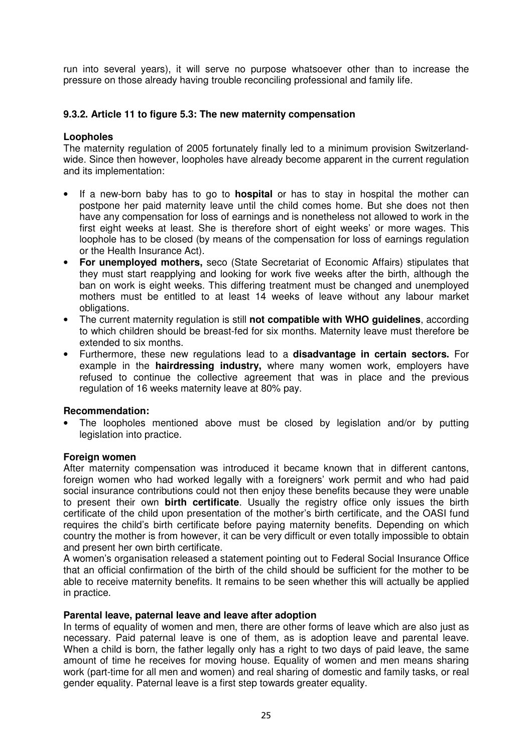run into several years), it will serve no purpose whatsoever other than to increase the pressure on those already having trouble reconciling professional and family life.

### 9.3.2. Article 11 to figure 5.3: The new maternity compensation

**Loopholes**

The maternity regulation of 2005 fortunately finally led to a minimum provision Switzerland-wide. Since then however, loopholes have already become apparent in the current regulation and its implementation:

- If a new-born baby has to go to **hospital** or has to stay in hospital the mother can postpone her paid maternity leave until the child comes home. But she does not then have any compensation for loss of earnings and is nonetheless not allowed to work in the first eight weeks at least. She is therefore short of eight weeks' or more wages. This loophole has to be closed (by means of the compensation for loss of earnings regulation or the Health Insurance Act).
- **For unemployed mothers,** seco (State Secretariat of Economic Affairs) stipulates that they must start reapplying and looking for work five weeks after the birth, although the ban on work is eight weeks. This differing treatment must be changed and unemployed mothers must be entitled to at least 14 weeks of leave without any labour market obligations.
- The current maternity regulation is still **not compatible with WHO guidelines**, according to which children should be breast-fed for six months. Maternity leave must therefore be extended to six months.
- Furthermore, these new regulations lead to a **disadvantage in certain sectors.** For example in the **hairdressing industry,** where many women work, employers have refused to continue the collective agreement that was in place and the previous regulation of 16 weeks maternity leave at 80% pay.

**Recommendation:**

- The loopholes mentioned above must be closed by legislation and/or by putting legislation into practice.

**Foreign women**

After maternity compensation was introduced it became known that in different cantons, foreign women who had worked legally with a foreigners' work permit and who had paid social insurance contributions could not then enjoy these benefits because they were unable to present their own **birth certificate**. Usually the registry office only issues the birth certificate of the child upon presentation of the mother's birth certificate, and the OASI fund requires the child's birth certificate before paying maternity benefits. Depending on which country the mother is from however, it can be very difficult or even totally impossible to obtain and present her own birth certificate.

A women's organisation released a statement pointing out to Federal Social Insurance Office that an official confirmation of the birth of the child should be sufficient for the mother to be able to receive maternity benefits. It remains to be seen whether this will actually be applied in practice.

**Parental leave, paternal leave and leave after adoption**

In terms of equality of women and men, there are other forms of leave which are also just as necessary. Paid paternal leave is one of them, as is adoption leave and parental leave. When a child is born, the father legally only has a right to two days of paid leave, the same amount of time he receives for moving house. Equality of women and men means sharing work (part-time for all men and women) and real sharing of domestic and family tasks, or real gender equality. Paternal leave is a first step towards greater equality.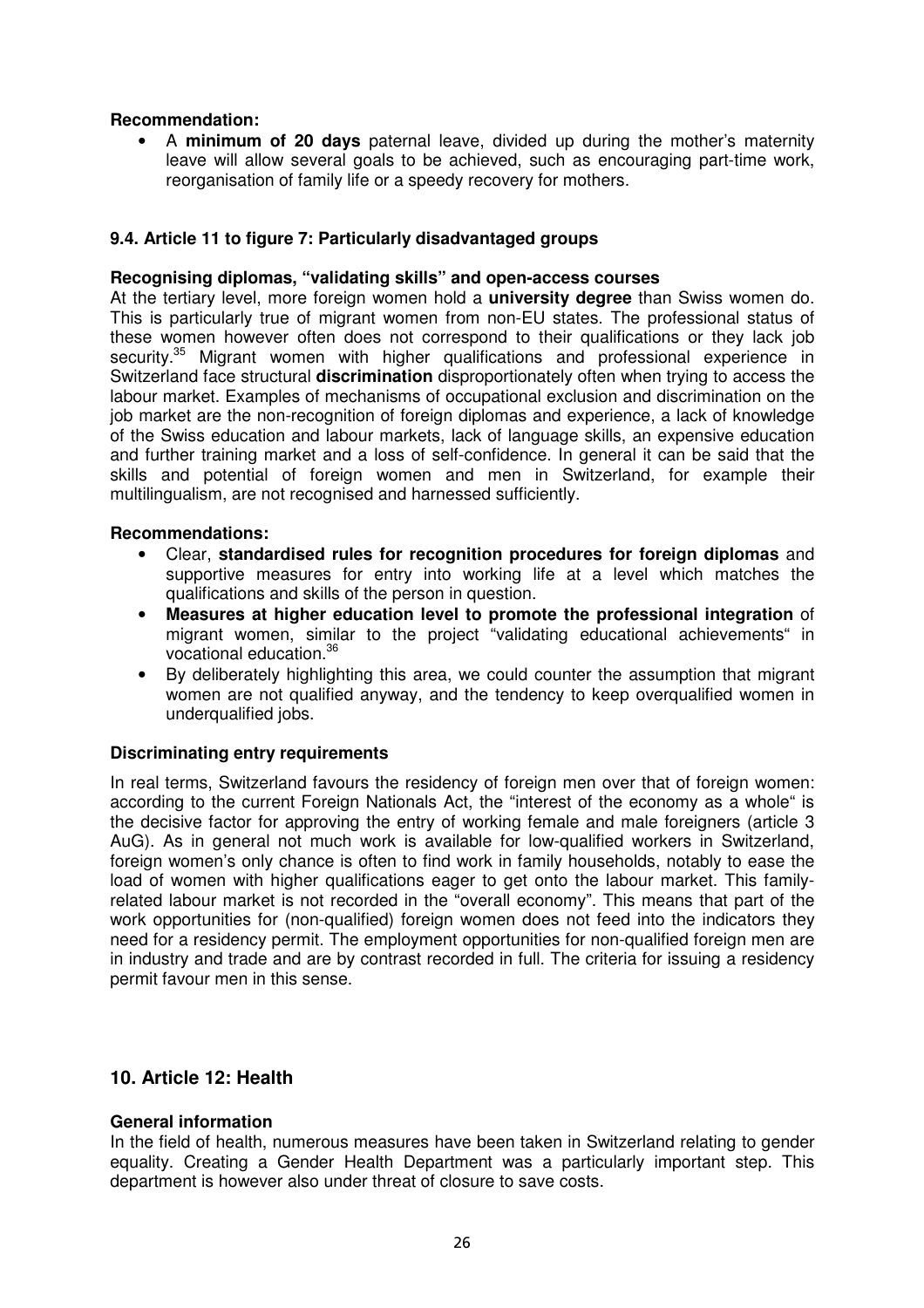**Recommendation:**

- A **minimum of 20 days** paternal leave, divided up during the mother's maternity leave will allow several goals to be achieved, such as encouraging part-time work, reorganisation of family life or a speedy recovery for mothers.

### 9.4. Article 11 to figure 7: Particularly disadvantaged groups

**Recognising diplomas, "validating skills" and open-access courses**

At the tertiary level, more foreign women hold a **university degree** than Swiss women do. This is particularly true of migrant women from non-EU states. The professional status of these women however often does not correspond to their qualifications or they lack job security.[35] Migrant women with higher qualifications and professional experience in Switzerland face structural **discrimination** disproportionately often when trying to access the labour market. Examples of mechanisms of occupational exclusion and discrimination on the job market are the non-recognition of foreign diplomas and experience, a lack of knowledge of the Swiss education and labour markets, lack of language skills, an expensive education and further training market and a loss of self-confidence. In general it can be said that the skills and potential of foreign women and men in Switzerland, for example their multilingualism, are not recognised and harnessed sufficiently.

**Recommendations:**

- Clear, **standardised rules for recognition procedures for foreign diplomas** and supportive measures for entry into working life at a level which matches the qualifications and skills of the person in question.
- **Measures at higher education level to promote the professional integration** of migrant women, similar to the project "validating educational achievements" in vocational education.[36]
- By deliberately highlighting this area, we could counter the assumption that migrant women are not qualified anyway, and the tendency to keep overqualified women in underqualified jobs.

**Discriminating entry requirements**

In real terms, Switzerland favours the residency of foreign men over that of foreign women: according to the current Foreign Nationals Act, the "interest of the economy as a whole" is the decisive factor for approving the entry of working female and male foreigners (article 3 AuG). As in general not much work is available for low-qualified workers in Switzerland, foreign women's only chance is often to find work in family households, notably to ease the load of women with higher qualifications eager to get onto the labour market. This family-related labour market is not recorded in the "overall economy". This means that part of the work opportunities for (non-qualified) foreign women does not feed into the indicators they need for a residency permit. The employment opportunities for non-qualified foreign men are in industry and trade and are by contrast recorded in full. The criteria for issuing a residency permit favour men in this sense.

## 10. Article 12: Health

**General information**

In the field of health, numerous measures have been taken in Switzerland relating to gender equality. Creating a Gender Health Department was a particularly important step. This department is however also under threat of closure to save costs.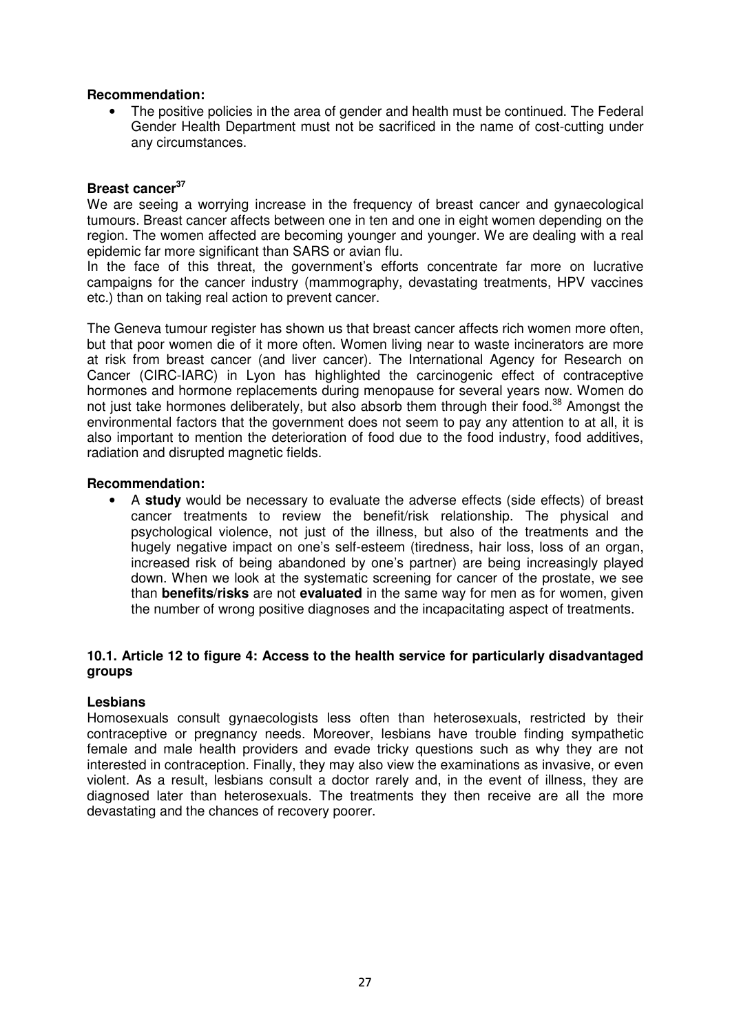**Recommendation:**

- The positive policies in the area of gender and health must be continued. The Federal Gender Health Department must not be sacrificed in the name of cost-cutting under any circumstances.

**Breast cancer[37]**

We are seeing a worrying increase in the frequency of breast cancer and gynaecological tumours. Breast cancer affects between one in ten and one in eight women depending on the region. The women affected are becoming younger and younger. We are dealing with a real epidemic far more significant than SARS or avian flu.

In the face of this threat, the government's efforts concentrate far more on lucrative campaigns for the cancer industry (mammography, devastating treatments, HPV vaccines etc.) than on taking real action to prevent cancer.

The Geneva tumour register has shown us that breast cancer affects rich women more often, but that poor women die of it more often. Women living near to waste incinerators are more at risk from breast cancer (and liver cancer). The International Agency for Research on Cancer (CIRC-IARC) in Lyon has highlighted the carcinogenic effect of contraceptive hormones and hormone replacements during menopause for several years now. Women do not just take hormones deliberately, but also absorb them through their food.[38] Amongst the environmental factors that the government does not seem to pay any attention to at all, it is also important to mention the deterioration of food due to the food industry, food additives, radiation and disrupted magnetic fields.

**Recommendation:**

- A **study** would be necessary to evaluate the adverse effects (side effects) of breast cancer treatments to review the benefit/risk relationship. The physical and psychological violence, not just of the illness, but also of the treatments and the hugely negative impact on one's self-esteem (tiredness, hair loss, loss of an organ, increased risk of being abandoned by one's partner) are being increasingly played down. When we look at the systematic screening for cancer of the prostate, we see than **benefits/risks** are not **evaluated** in the same way for men as for women, given the number of wrong positive diagnoses and the incapacitating aspect of treatments.

### 10.1. Article 12 to figure 4: Access to the health service for particularly disadvantaged groups

**Lesbians**

Homosexuals consult gynaecologists less often than heterosexuals, restricted by their contraceptive or pregnancy needs. Moreover, lesbians have trouble finding sympathetic female and male health providers and evade tricky questions such as why they are not interested in contraception. Finally, they may also view the examinations as invasive, or even violent. As a result, lesbians consult a doctor rarely and, in the event of illness, they are diagnosed later than heterosexuals. The treatments they then receive are all the more devastating and the chances of recovery poorer.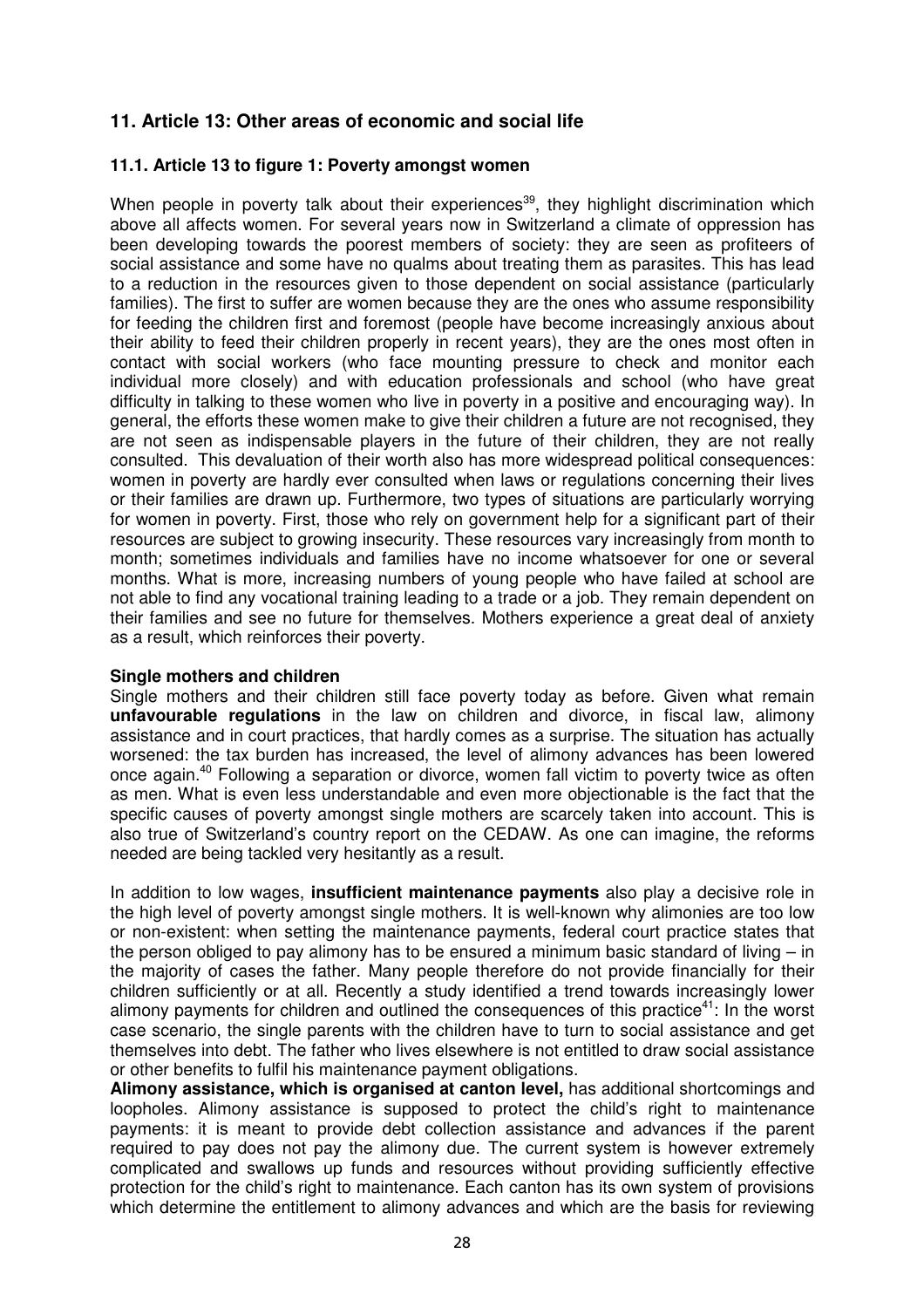## 11. Article 13: Other areas of economic and social life

### 11.1. Article 13 to figure 1: Poverty amongst women

When people in poverty talk about their experiences[39], they highlight discrimination which above all affects women. For several years now in Switzerland a climate of oppression has been developing towards the poorest members of society: they are seen as profiteers of social assistance and some have no qualms about treating them as parasites. This has lead to a reduction in the resources given to those dependent on social assistance (particularly families). The first to suffer are women because they are the ones who assume responsibility for feeding the children first and foremost (people have become increasingly anxious about their ability to feed their children properly in recent years), they are the ones most often in contact with social workers (who face mounting pressure to check and monitor each individual more closely) and with education professionals and school (who have great difficulty in talking to these women who live in poverty in a positive and encouraging way). In general, the efforts these women make to give their children a future are not recognised, they are not seen as indispensable players in the future of their children, they are not really consulted. This devaluation of their worth also has more widespread political consequences: women in poverty are hardly ever consulted when laws or regulations concerning their lives or their families are drawn up. Furthermore, two types of situations are particularly worrying for women in poverty. First, those who rely on government help for a significant part of their resources are subject to growing insecurity. These resources vary increasingly from month to month; sometimes individuals and families have no income whatsoever for one or several months. What is more, increasing numbers of young people who have failed at school are not able to find any vocational training leading to a trade or a job. They remain dependent on their families and see no future for themselves. Mothers experience a great deal of anxiety as a result, which reinforces their poverty.

**Single mothers and children**

Single mothers and their children still face poverty today as before. Given what remain **unfavourable regulations** in the law on children and divorce, in fiscal law, alimony assistance and in court practices, that hardly comes as a surprise. The situation has actually worsened: the tax burden has increased, the level of alimony advances has been lowered once again.[40] Following a separation or divorce, women fall victim to poverty twice as often as men. What is even less understandable and even more objectionable is the fact that the specific causes of poverty amongst single mothers are scarcely taken into account. This is also true of Switzerland's country report on the CEDAW. As one can imagine, the reforms needed are being tackled very hesitantly as a result.

In addition to low wages, **insufficient maintenance payments** also play a decisive role in the high level of poverty amongst single mothers. It is well-known why alimonies are too low or non-existent: when setting the maintenance payments, federal court practice states that the person obliged to pay alimony has to be ensured a minimum basic standard of living – in the majority of cases the father. Many people therefore do not provide financially for their children sufficiently or at all. Recently a study identified a trend towards increasingly lower alimony payments for children and outlined the consequences of this practice[41]: In the worst case scenario, the single parents with the children have to turn to social assistance and get themselves into debt. The father who lives elsewhere is not entitled to draw social assistance or other benefits to fulfil his maintenance payment obligations.

**Alimony assistance, which is organised at canton level,** has additional shortcomings and loopholes. Alimony assistance is supposed to protect the child's right to maintenance payments: it is meant to provide debt collection assistance and advances if the parent required to pay does not pay the alimony due. The current system is however extremely complicated and swallows up funds and resources without providing sufficiently effective protection for the child's right to maintenance. Each canton has its own system of provisions which determine the entitlement to alimony advances and which are the basis for reviewing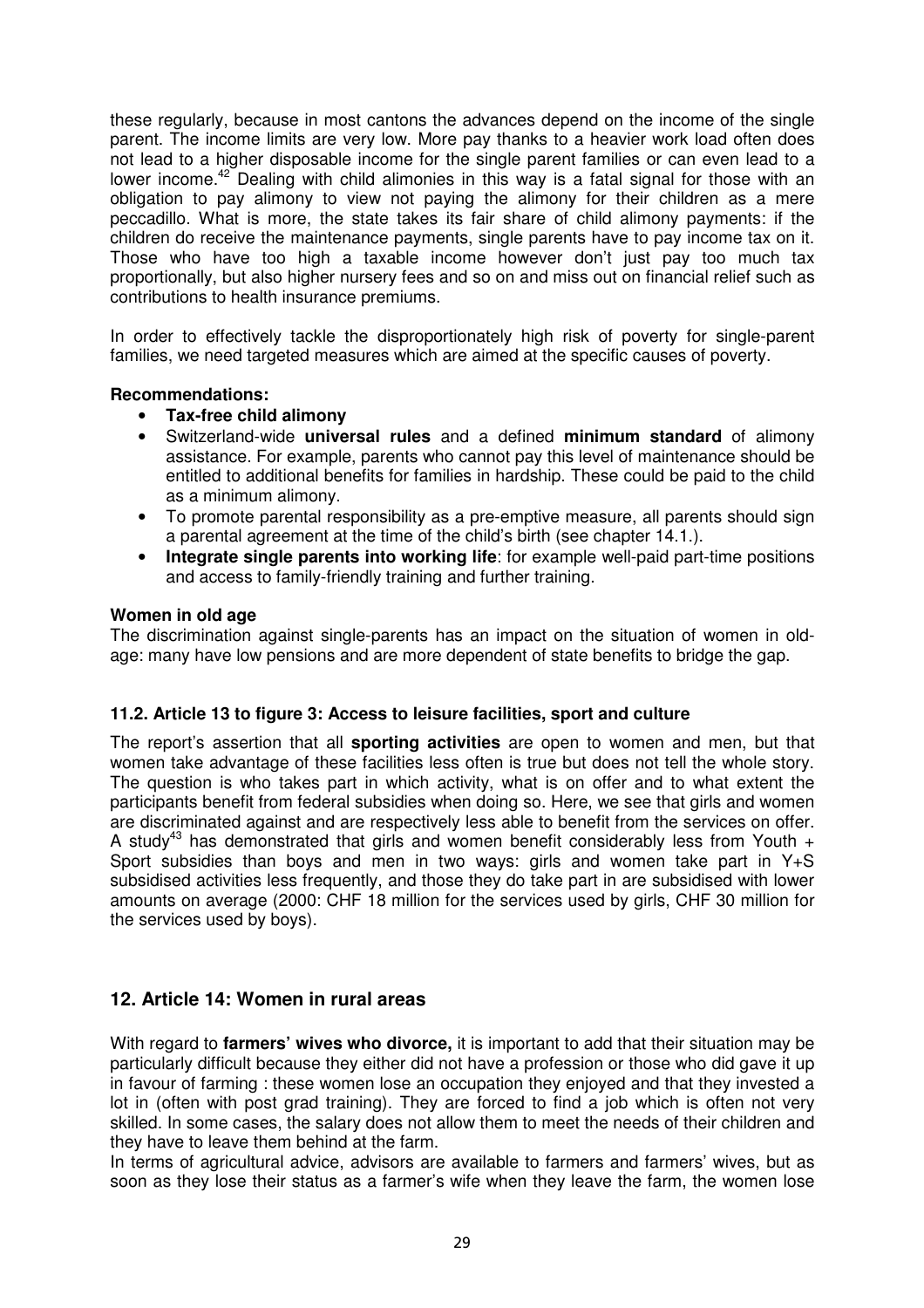these regularly, because in most cantons the advances depend on the income of the single parent. The income limits are very low. More pay thanks to a heavier work load often does not lead to a higher disposable income for the single parent families or can even lead to a lower income.[42] Dealing with child alimonies in this way is a fatal signal for those with an obligation to pay alimony to view not paying the alimony for their children as a mere peccadillo. What is more, the state takes its fair share of child alimony payments: if the children do receive the maintenance payments, single parents have to pay income tax on it. Those who have too high a taxable income however don't just pay too much tax proportionally, but also higher nursery fees and so on and miss out on financial relief such as contributions to health insurance premiums.

In order to effectively tackle the disproportionately high risk of poverty for single-parent families, we need targeted measures which are aimed at the specific causes of poverty.

**Recommendations:**

- **Tax-free child alimony**
- Switzerland-wide **universal rules** and a defined **minimum standard** of alimony assistance. For example, parents who cannot pay this level of maintenance should be entitled to additional benefits for families in hardship. These could be paid to the child as a minimum alimony.
- To promote parental responsibility as a pre-emptive measure, all parents should sign a parental agreement at the time of the child's birth (see chapter 14.1.).
- **Integrate single parents into working life**: for example well-paid part-time positions and access to family-friendly training and further training.

**Women in old age**

The discrimination against single-parents has an impact on the situation of women in old-age: many have low pensions and are more dependent of state benefits to bridge the gap.

### 11.2. Article 13 to figure 3: Access to leisure facilities, sport and culture

The report's assertion that all **sporting activities** are open to women and men, but that women take advantage of these facilities less often is true but does not tell the whole story. The question is who takes part in which activity, what is on offer and to what extent the participants benefit from federal subsidies when doing so. Here, we see that girls and women are discriminated against and are respectively less able to benefit from the services on offer. A study[43] has demonstrated that girls and women benefit considerably less from Youth + Sport subsidies than boys and men in two ways: girls and women take part in Y+S subsidised activities less frequently, and those they do take part in are subsidised with lower amounts on average (2000: CHF 18 million for the services used by girls, CHF 30 million for the services used by boys).

## 12. Article 14: Women in rural areas

With regard to **farmers' wives who divorce,** it is important to add that their situation may be particularly difficult because they either did not have a profession or those who did gave it up in favour of farming : these women lose an occupation they enjoyed and that they invested a lot in (often with post grad training). They are forced to find a job which is often not very skilled. In some cases, the salary does not allow them to meet the needs of their children and they have to leave them behind at the farm.

In terms of agricultural advice, advisors are available to farmers and farmers' wives, but as soon as they lose their status as a farmer's wife when they leave the farm, the women lose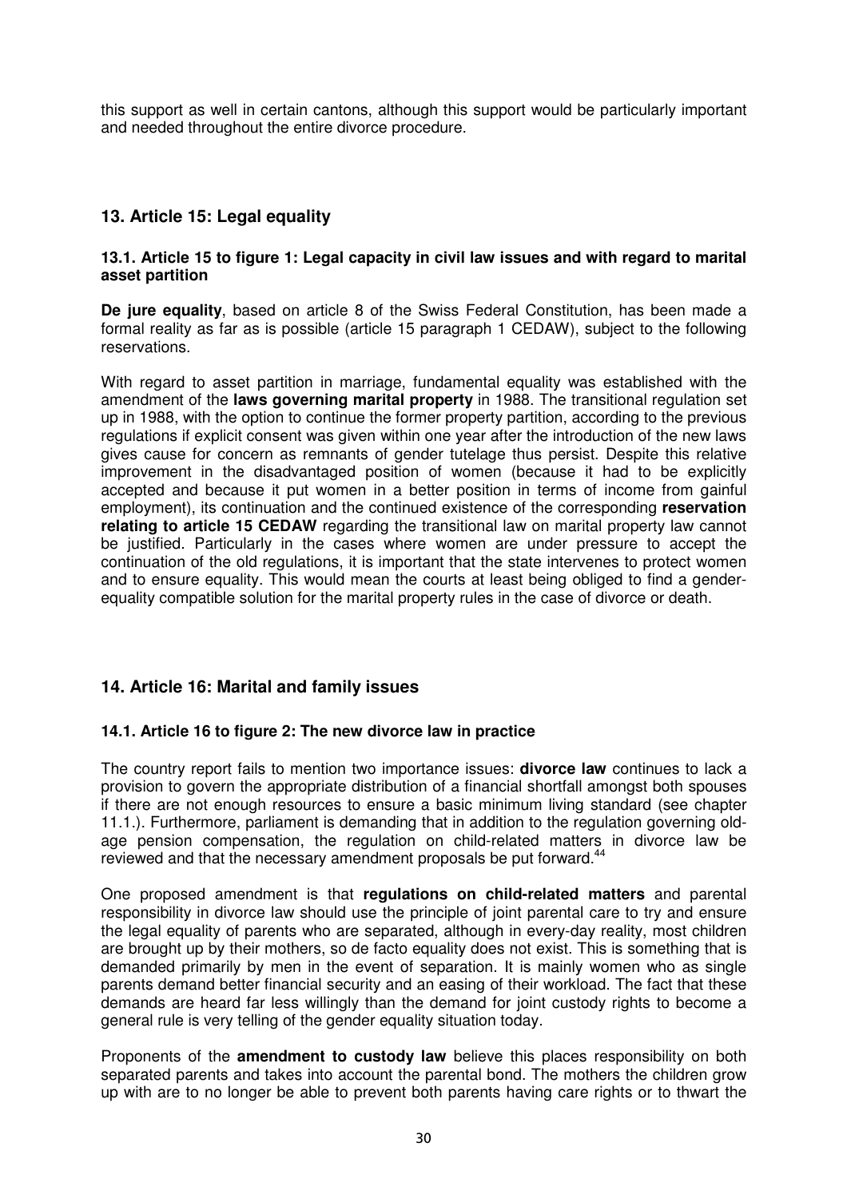this support as well in certain cantons, although this support would be particularly important and needed throughout the entire divorce procedure.

## 13. Article 15: Legal equality

### 13.1. Article 15 to figure 1: Legal capacity in civil law issues and with regard to marital asset partition

**De jure equality**, based on article 8 of the Swiss Federal Constitution, has been made a formal reality as far as is possible (article 15 paragraph 1 CEDAW), subject to the following reservations.

With regard to asset partition in marriage, fundamental equality was established with the amendment of the **laws governing marital property** in 1988. The transitional regulation set up in 1988, with the option to continue the former property partition, according to the previous regulations if explicit consent was given within one year after the introduction of the new laws gives cause for concern as remnants of gender tutelage thus persist. Despite this relative improvement in the disadvantaged position of women (because it had to be explicitly accepted and because it put women in a better position in terms of income from gainful employment), its continuation and the continued existence of the corresponding **reservation relating to article 15 CEDAW** regarding the transitional law on marital property law cannot be justified. Particularly in the cases where women are under pressure to accept the continuation of the old regulations, it is important that the state intervenes to protect women and to ensure equality. This would mean the courts at least being obliged to find a gender-equality compatible solution for the marital property rules in the case of divorce or death.

## 14. Article 16: Marital and family issues

### 14.1. Article 16 to figure 2: The new divorce law in practice

The country report fails to mention two importance issues: **divorce law** continues to lack a provision to govern the appropriate distribution of a financial shortfall amongst both spouses if there are not enough resources to ensure a basic minimum living standard (see chapter 11.1.). Furthermore, parliament is demanding that in addition to the regulation governing old-age pension compensation, the regulation on child-related matters in divorce law be reviewed and that the necessary amendment proposals be put forward.[44]

One proposed amendment is that **regulations on child-related matters** and parental responsibility in divorce law should use the principle of joint parental care to try and ensure the legal equality of parents who are separated, although in every-day reality, most children are brought up by their mothers, so de facto equality does not exist. This is something that is demanded primarily by men in the event of separation. It is mainly women who as single parents demand better financial security and an easing of their workload. The fact that these demands are heard far less willingly than the demand for joint custody rights to become a general rule is very telling of the gender equality situation today.

Proponents of the **amendment to custody law** believe this places responsibility on both separated parents and takes into account the parental bond. The mothers the children grow up with are to no longer be able to prevent both parents having care rights or to thwart the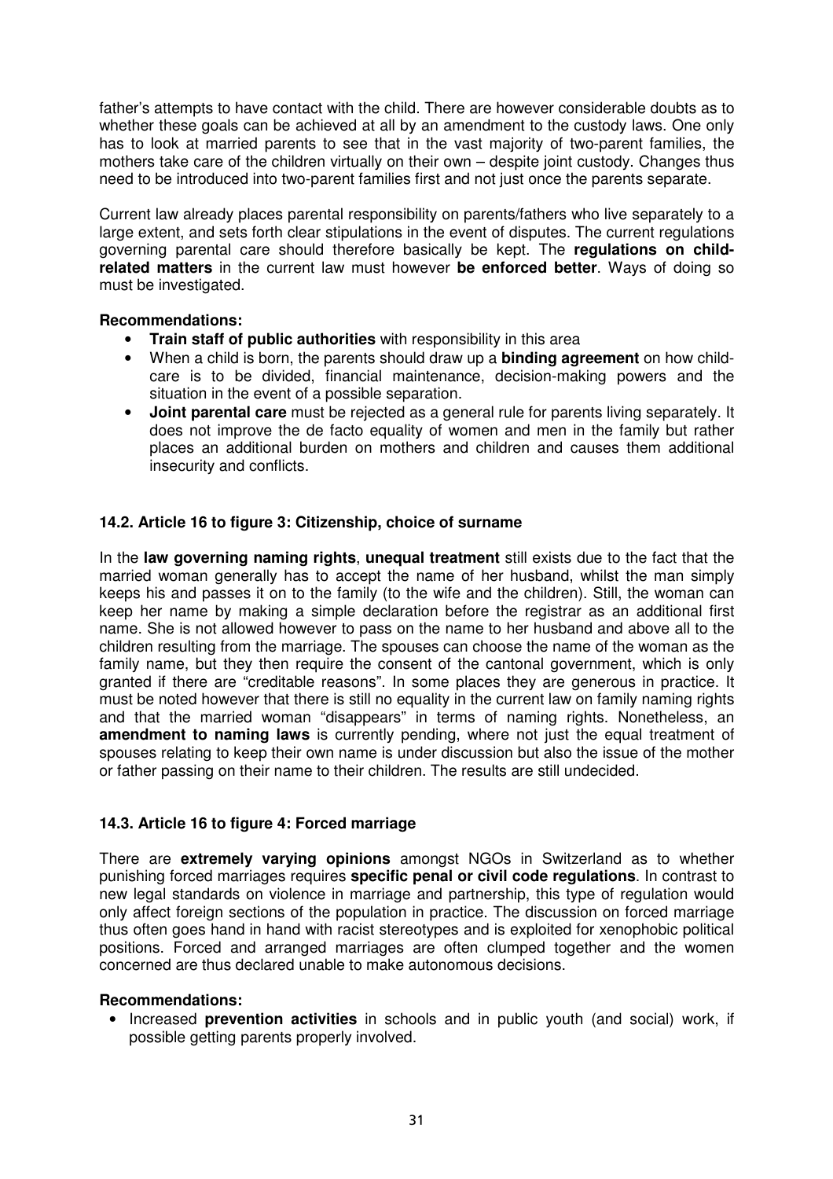father's attempts to have contact with the child. There are however considerable doubts as to whether these goals can be achieved at all by an amendment to the custody laws. One only has to look at married parents to see that in the vast majority of two-parent families, the mothers take care of the children virtually on their own – despite joint custody. Changes thus need to be introduced into two-parent families first and not just once the parents separate.

Current law already places parental responsibility on parents/fathers who live separately to a large extent, and sets forth clear stipulations in the event of disputes. The current regulations governing parental care should therefore basically be kept. The **regulations on child-related matters** in the current law must however **be enforced better**. Ways of doing so must be investigated.

**Recommendations:**

- **Train staff of public authorities** with responsibility in this area
- When a child is born, the parents should draw up a **binding agreement** on how child-care is to be divided, financial maintenance, decision-making powers and the situation in the event of a possible separation.
- **Joint parental care** must be rejected as a general rule for parents living separately. It does not improve the de facto equality of women and men in the family but rather places an additional burden on mothers and children and causes them additional insecurity and conflicts.

### 14.2. Article 16 to figure 3: Citizenship, choice of surname

In the **law governing naming rights**, **unequal treatment** still exists due to the fact that the married woman generally has to accept the name of her husband, whilst the man simply keeps his and passes it on to the family (to the wife and the children). Still, the woman can keep her name by making a simple declaration before the registrar as an additional first name. She is not allowed however to pass on the name to her husband and above all to the children resulting from the marriage. The spouses can choose the name of the woman as the family name, but they then require the consent of the cantonal government, which is only granted if there are "creditable reasons". In some places they are generous in practice. It must be noted however that there is still no equality in the current law on family naming rights and that the married woman "disappears" in terms of naming rights. Nonetheless, an **amendment to naming laws** is currently pending, where not just the equal treatment of spouses relating to keep their own name is under discussion but also the issue of the mother or father passing on their name to their children. The results are still undecided.

### 14.3. Article 16 to figure 4: Forced marriage

There are **extremely varying opinions** amongst NGOs in Switzerland as to whether punishing forced marriages requires **specific penal or civil code regulations**. In contrast to new legal standards on violence in marriage and partnership, this type of regulation would only affect foreign sections of the population in practice. The discussion on forced marriage thus often goes hand in hand with racist stereotypes and is exploited for xenophobic political positions. Forced and arranged marriages are often clumped together and the women concerned are thus declared unable to make autonomous decisions.

**Recommendations:**

- Increased **prevention activities** in schools and in public youth (and social) work, if possible getting parents properly involved.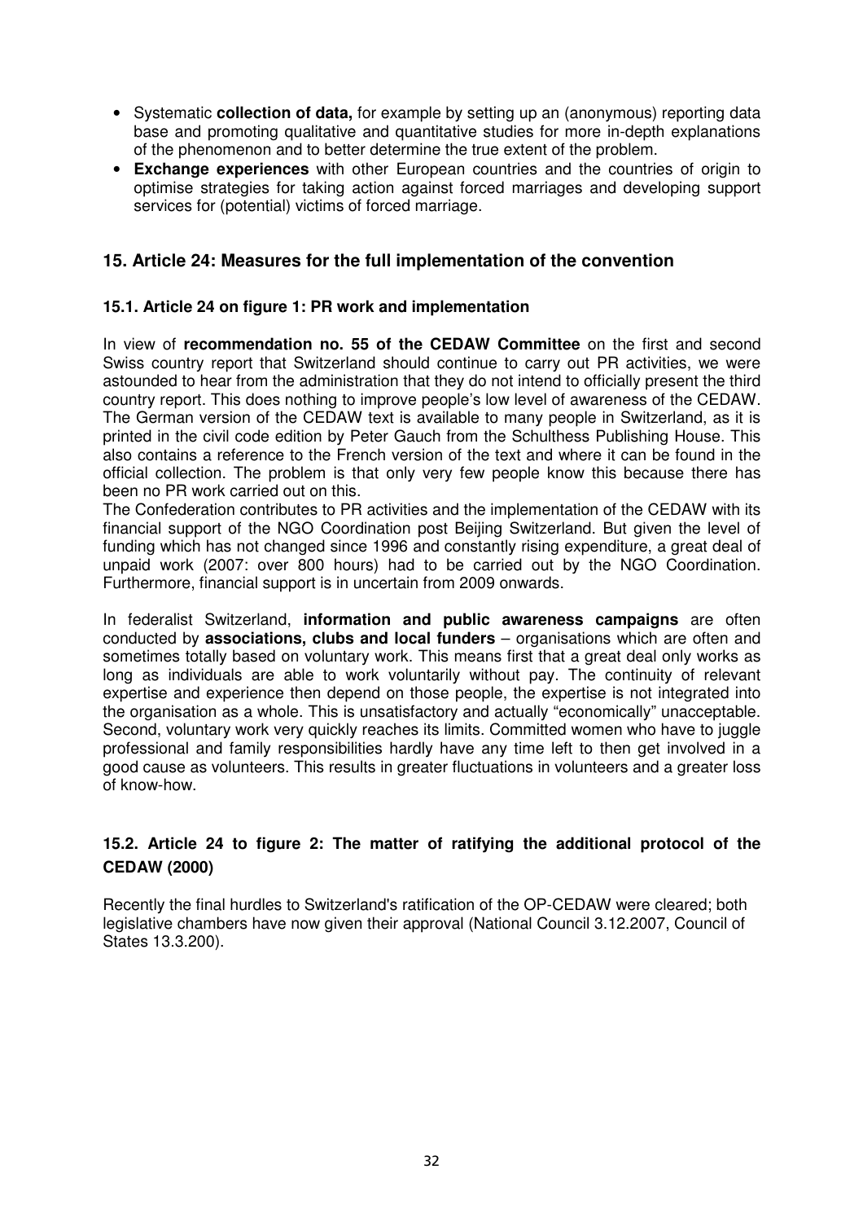- Systematic **collection of data,** for example by setting up an (anonymous) reporting data base and promoting qualitative and quantitative studies for more in-depth explanations of the phenomenon and to better determine the true extent of the problem.
- **Exchange experiences** with other European countries and the countries of origin to optimise strategies for taking action against forced marriages and developing support services for (potential) victims of forced marriage.

## 15. Article 24: Measures for the full implementation of the convention

### 15.1. Article 24 on figure 1: PR work and implementation

In view of **recommendation no. 55 of the CEDAW Committee** on the first and second Swiss country report that Switzerland should continue to carry out PR activities, we were astounded to hear from the administration that they do not intend to officially present the third country report. This does nothing to improve people's low level of awareness of the CEDAW. The German version of the CEDAW text is available to many people in Switzerland, as it is printed in the civil code edition by Peter Gauch from the Schulthess Publishing House. This also contains a reference to the French version of the text and where it can be found in the official collection. The problem is that only very few people know this because there has been no PR work carried out on this.

The Confederation contributes to PR activities and the implementation of the CEDAW with its financial support of the NGO Coordination post Beijing Switzerland. But given the level of funding which has not changed since 1996 and constantly rising expenditure, a great deal of unpaid work (2007: over 800 hours) had to be carried out by the NGO Coordination. Furthermore, financial support is in uncertain from 2009 onwards.

In federalist Switzerland, **information and public awareness campaigns** are often conducted by **associations, clubs and local funders** – organisations which are often and sometimes totally based on voluntary work. This means first that a great deal only works as long as individuals are able to work voluntarily without pay. The continuity of relevant expertise and experience then depend on those people, the expertise is not integrated into the organisation as a whole. This is unsatisfactory and actually "economically" unacceptable. Second, voluntary work very quickly reaches its limits. Committed women who have to juggle professional and family responsibilities hardly have any time left to then get involved in a good cause as volunteers. This results in greater fluctuations in volunteers and a greater loss of know-how.

### 15.2. Article 24 to figure 2: The matter of ratifying the additional protocol of the CEDAW (2000)

Recently the final hurdles to Switzerland's ratification of the OP-CEDAW were cleared; both legislative chambers have now given their approval (National Council 3.12.2007, Council of States 13.3.200).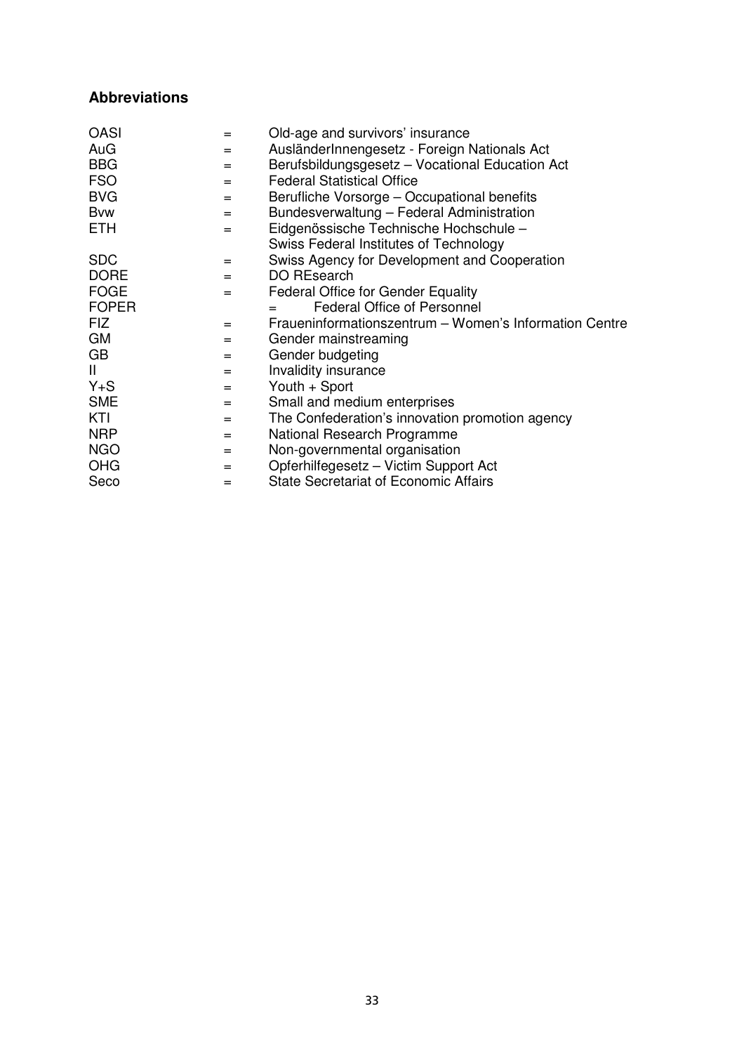## Abbreviations

| | | |
|---|---|---|
| OASI | = | Old-age and survivors' insurance |
| AuG | = | AusländerInnengesetz - Foreign Nationals Act |
| BBG | = | Berufsbildungsgesetz – Vocational Education Act |
| FSO | = | Federal Statistical Office |
| BVG | = | Berufliche Vorsorge – Occupational benefits |
| Bvw | = | Bundesverwaltung – Federal Administration |
| ETH | = | Eidgenössische Technische Hochschule – Swiss Federal Institutes of Technology |
| SDC | = | Swiss Agency for Development and Cooperation |
| DORE | = | DO REsearch |
| FOGE | = | Federal Office for Gender Equality |
| FOPER | = | Federal Office of Personnel |
| FIZ | = | Fraueninformationszentrum – Women's Information Centre |
| GM | = | Gender mainstreaming |
| GB | = | Gender budgeting |
| II | = | Invalidity insurance |
| Y+S | = | Youth + Sport |
| SME | = | Small and medium enterprises |
| KTI | = | The Confederation's innovation promotion agency |
| NRP | = | National Research Programme |
| NGO | = | Non-governmental organisation |
| OHG | = | Opferhilfegesetz – Victim Support Act |
| Seco | = | State Secretariat of Economic Affairs |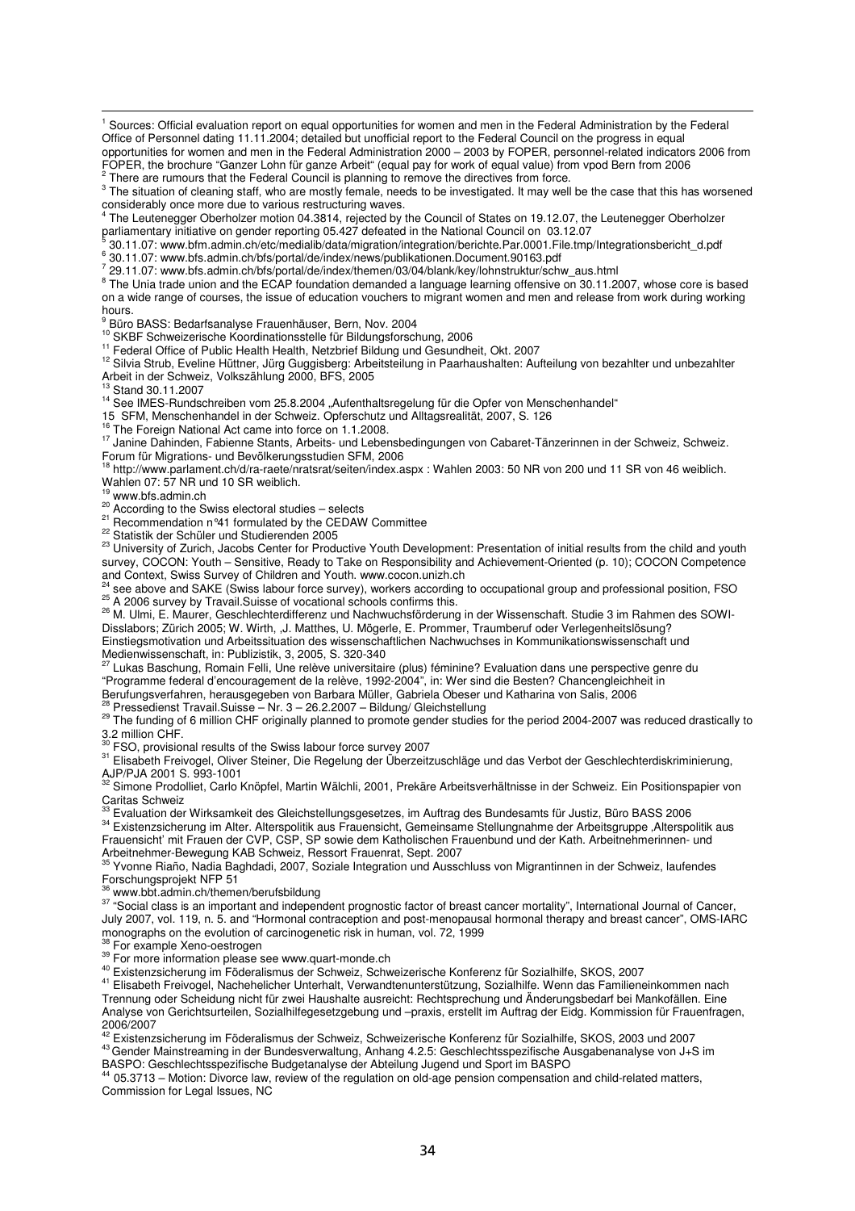[1] Sources: Official evaluation report on equal opportunities for women and men in the Federal Administration by the Federal Office of Personnel dating 11.11.2004; detailed but unofficial report to the Federal Council on the progress in equal opportunities for women and men in the Federal Administration 2000 – 2003 by FOPER, personnel-related indicators 2006 from FOPER, the brochure "Ganzer Lohn für ganze Arbeit" (equal pay for work of equal value) from vpod Bern from 2006

[2] There are rumours that the Federal Council is planning to remove the directives from force.

[3] The situation of cleaning staff, who are mostly female, needs to be investigated. It may well be the case that this has worsened considerably once more due to various restructuring waves.

[4] The Leutenegger Oberholzer motion 04.3814, rejected by the Council of States on 19.12.07, the Leutenegger Oberholzer parliamentary initiative on gender reporting 05.427 defeated in the National Council on 03.12.07

[5] 30.11.07: www.bfm.admin.ch/etc/medialib/data/migration/integration/berichte.Par.0001.File.tmp/Integrationsbericht_d.pdf

[6] 30.11.07: www.bfs.admin.ch/bfs/portal/de/index/news/publikationen.Document.90163.pdf

[7] 29.11.07: www.bfs.admin.ch/bfs/portal/de/index/themen/03/04/blank/key/lohnstruktur/schw_aus.html

[8] The Unia trade union and the ECAP foundation demanded a language learning offensive on 30.11.2007, whose core is based on a wide range of courses, the issue of education vouchers to migrant women and men and release from work during working hours.

[9] Büro BASS: Bedarfsanalyse Frauenhäuser, Bern, Nov. 2004

[10] SKBF Schweizerische Koordinationsstelle für Bildungsforschung, 2006

[11] Federal Office of Public Health Health, Netzbrief Bildung und Gesundheit, Okt. 2007

[12] Silvia Strub, Eveline Hüttner, Jürg Guggisberg: Arbeitsteilung in Paarhaushalten: Aufteilung von bezahlter und unbezahlter Arbeit in der Schweiz, Volkszählung 2000, BFS, 2005

[13] Stand 30.11.2007

[14] See IMES-Rundschreiben vom 25.8.2004 „Aufenthaltsregelung für die Opfer von Menschenhandel"

15 SFM, Menschenhandel in der Schweiz. Opferschutz und Alltagsrealität, 2007, S. 126

[16] The Foreign National Act came into force on 1.1.2008.

[17] Janine Dahinden, Fabienne Stants, Arbeits- und Lebensbedingungen von Cabaret-Tänzerinnen in der Schweiz, Schweiz. Forum für Migrations- und Bevölkerungsstudien SFM, 2006

[18] http://www.parlament.ch/d/ra-raete/nratsrat/seiten/index.aspx : Wahlen 2003: 50 NR von 200 und 11 SR von 46 weiblich. Wahlen 07: 57 NR und 10 SR weiblich.

[19] www.bfs.admin.ch

[20] According to the Swiss electoral studies – selects

[21] Recommendation n°41 formulated by the CEDAW Committee

[22] Statistik der Schüler und Studierenden 2005

[23] University of Zurich, Jacobs Center for Productive Youth Development: Presentation of initial results from the child and youth survey, COCON: Youth – Sensitive, Ready to Take on Responsibility and Achievement-Oriented (p. 10); COCON Competence and Context, Swiss Survey of Children and Youth. www.cocon.unizh.ch

[24] see above and SAKE (Swiss labour force survey), workers according to occupational group and professional position, FSO

[25] A 2006 survey by Travail.Suisse of vocational schools confirms this.

[26] M. Ulmi, E. Maurer, Geschlechterdifferenz und Nachwuchsförderung in der Wissenschaft. Studie 3 im Rahmen des SOWI-Disslabors; Zürich 2005; W. Wirth, ‚J. Matthes, U. Mögerle, E. Prommer, Traumberuf oder Verlegenheitslösung? Einstiegsmotivation und Arbeitssituation des wissenschaftlichen Nachwuchses in Kommunikationswissenschaft und Medienwissenschaft, in: Publizistik, 3, 2005, S. 320-340

[27] Lukas Baschung, Romain Felli, Une relève universitaire (plus) féminine? Evaluation dans une perspective genre du "Programme federal d'encouragement de la relève, 1992-2004", in: Wer sind die Besten? Chancengleichheit in Berufungsverfahren, herausgegeben von Barbara Müller, Gabriela Obeser und Katharina von Salis, 2006

[28] Pressedienst Travail.Suisse – Nr. 3 – 26.2.2007 – Bildung/ Gleichstellung

[29] The funding of 6 million CHF originally planned to promote gender studies for the period 2004-2007 was reduced drastically to 3.2 million CHF.

[30] FSO, provisional results of the Swiss labour force survey 2007

[31] Elisabeth Freivogel, Oliver Steiner, Die Regelung der Überzeitzuschläge und das Verbot der Geschlechterdiskriminierung, AJP/PJA 2001 S. 993-1001

[32] Simone Prodolliet, Carlo Knöpfel, Martin Wälchli, 2001, Prekäre Arbeitsverhältnisse in der Schweiz. Ein Positionspapier von Caritas Schweiz

[33] Evaluation der Wirksamkeit des Gleichstellungsgesetzes, im Auftrag des Bundesamts für Justiz, Büro BASS 2006

[34] Existenzsicherung im Alter. Alterspolitik aus Frauensicht, Gemeinsame Stellungnahme der Arbeitsgruppe ‚Alterspolitik aus Frauensicht' mit Frauen der CVP, CSP, SP sowie dem Katholischen Frauenbund und der Kath. Arbeitnehmerinnen- und Arbeitnehmer-Bewegung KAB Schweiz, Ressort Frauenrat, Sept. 2007

[35] Yvonne Riaño, Nadia Baghdadi, 2007, Soziale Integration und Ausschluss von Migrantinnen in der Schweiz, laufendes Forschungsprojekt NFP 51

[36] www.bbt.admin.ch/themen/berufsbildung

[37] "Social class is an important and independent prognostic factor of breast cancer mortality", International Journal of Cancer, July 2007, vol. 119, n. 5. and "Hormonal contraception and post-menopausal hormonal therapy and breast cancer", OMS-IARC monographs on the evolution of carcinogenetic risk in human, vol. 72, 1999

[38] For example Xeno-oestrogen

[39] For more information please see www.quart-monde.ch

[40] Existenzsicherung im Föderalismus der Schweiz, Schweizerische Konferenz für Sozialhilfe, SKOS, 2007

[41] Elisabeth Freivogel, Nachehelicher Unterhalt, Verwandtenunterstützung, Sozialhilfe. Wenn das Familieneinkommen nach Trennung oder Scheidung nicht für zwei Haushalte ausreicht: Rechtsprechung und Änderungsbedarf bei Mankofällen. Eine Analyse von Gerichtsurteilen, Sozialhilfegesetzgebung und –praxis, erstellt im Auftrag der Eidg. Kommission für Frauenfragen, 2006/2007

[42] Existenzsicherung im Föderalismus der Schweiz, Schweizerische Konferenz für Sozialhilfe, SKOS, 2003 und 2007

[43] Gender Mainstreaming in der Bundesverwaltung, Anhang 4.2.5: Geschlechtsspezifische Ausgabenanalyse von J+S im BASPO: Geschlechtsspezifische Budgetanalyse der Abteilung Jugend und Sport im BASPO

[44] 05.3713 – Motion: Divorce law, review of the regulation on old-age pension compensation and child-related matters, Commission for Legal Issues, NC